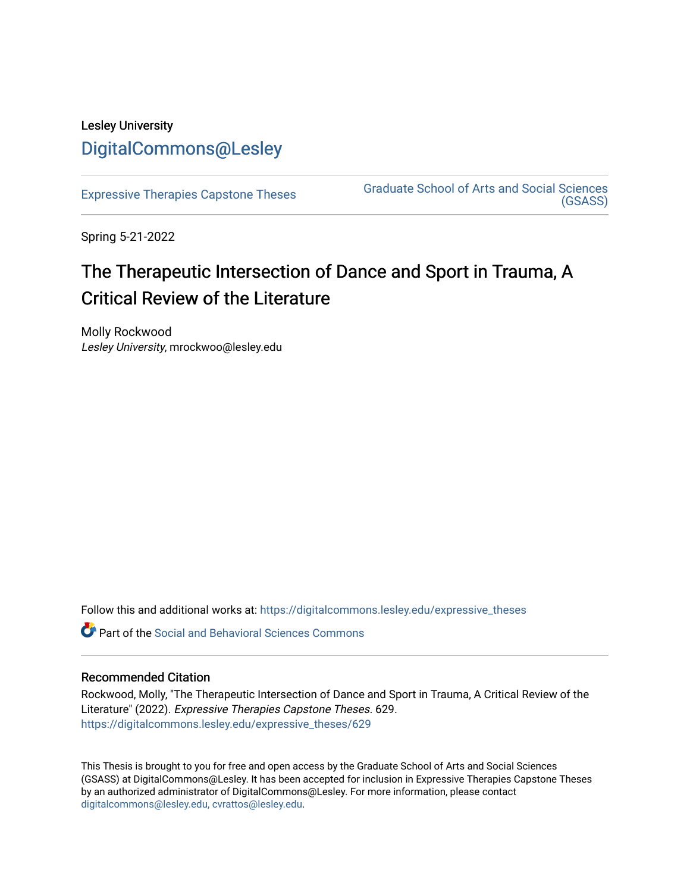Lesley University

DigitalCommons@Lesley

Expressive Therapies Capstone Theses

Graduate School of Arts and Social Sciences (GSASS)

Spring 5-21-2022

# The Therapeutic Intersection of Dance and Sport in Trauma, A Critical Review of the Literature

Molly Rockwood
*Lesley University*, mrockwoo@lesley.edu

Follow this and additional works at: https://digitalcommons.lesley.edu/expressive_theses

Part of the Social and Behavioral Sciences Commons

## Recommended Citation

Rockwood, Molly, "The Therapeutic Intersection of Dance and Sport in Trauma, A Critical Review of the Literature" (2022). *Expressive Therapies Capstone Theses*. 629.
https://digitalcommons.lesley.edu/expressive_theses/629

This Thesis is brought to you for free and open access by the Graduate School of Arts and Social Sciences (GSASS) at DigitalCommons@Lesley. It has been accepted for inclusion in Expressive Therapies Capstone Theses by an authorized administrator of DigitalCommons@Lesley. For more information, please contact digitalcommons@lesley.edu, cvrattos@lesley.edu.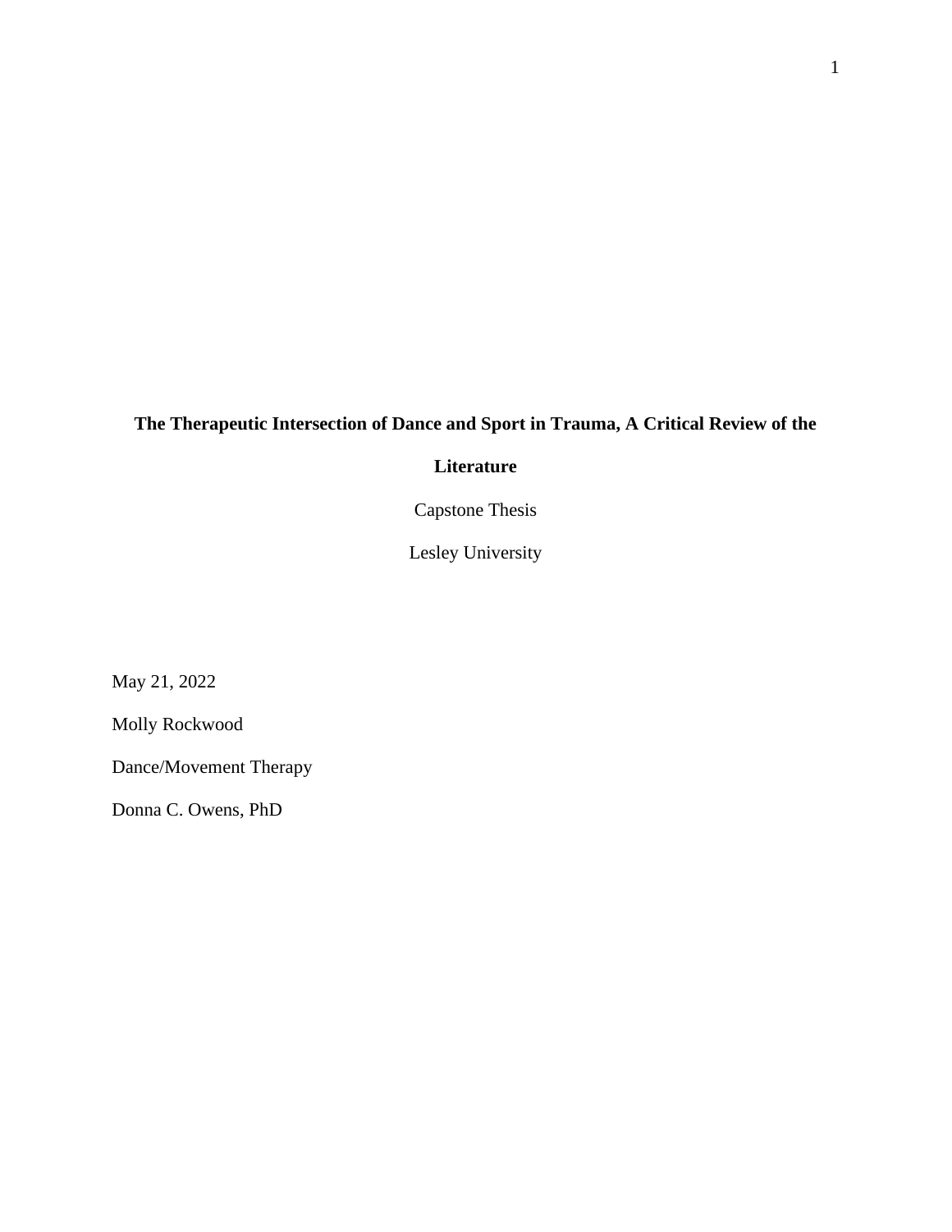**The Therapeutic Intersection of Dance and Sport in Trauma, A Critical Review of the Literature**

Capstone Thesis

Lesley University

May 21, 2022

Molly Rockwood

Dance/Movement Therapy

Donna C. Owens, PhD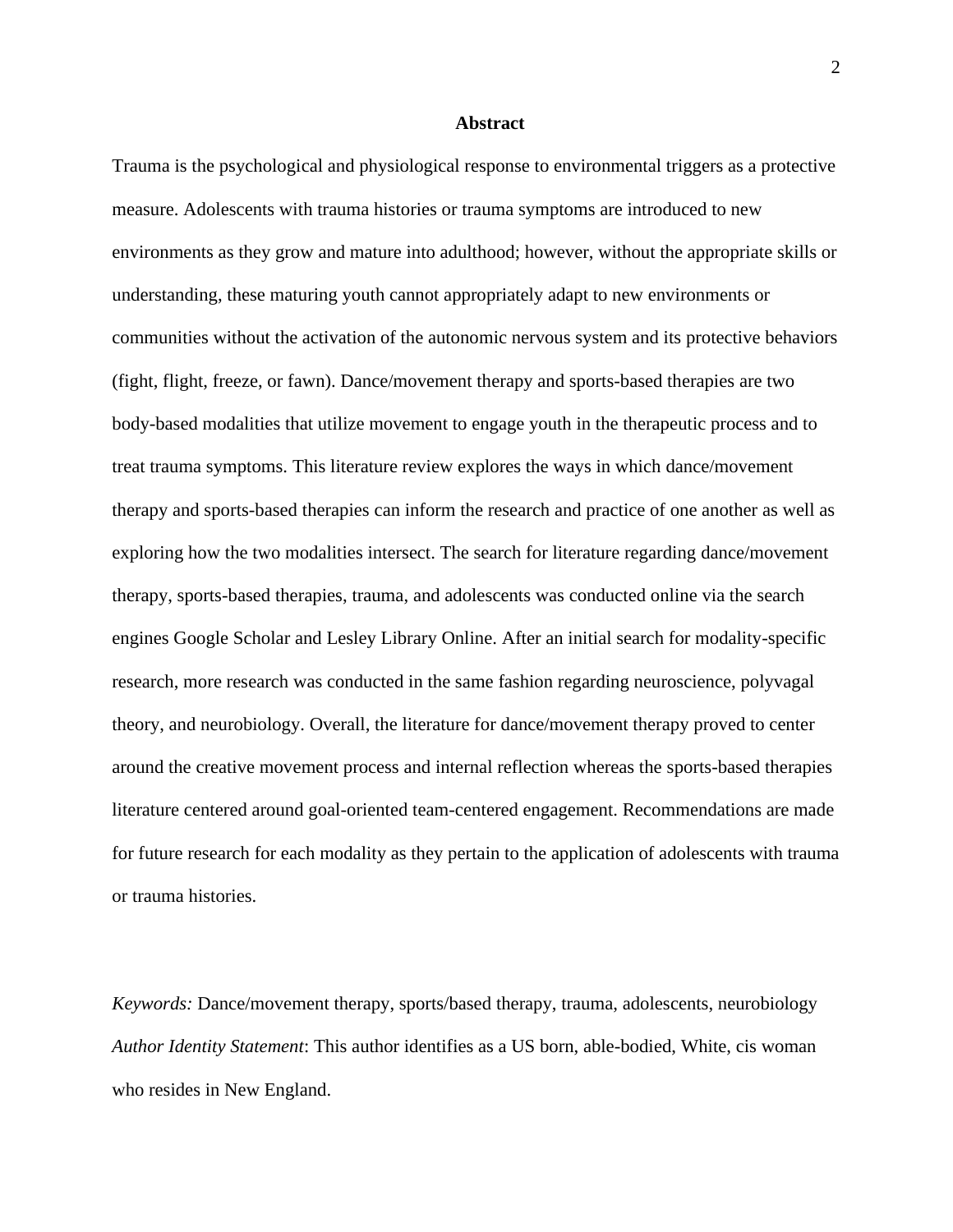## Abstract

Trauma is the psychological and physiological response to environmental triggers as a protective measure. Adolescents with trauma histories or trauma symptoms are introduced to new environments as they grow and mature into adulthood; however, without the appropriate skills or understanding, these maturing youth cannot appropriately adapt to new environments or communities without the activation of the autonomic nervous system and its protective behaviors (fight, flight, freeze, or fawn). Dance/movement therapy and sports-based therapies are two body-based modalities that utilize movement to engage youth in the therapeutic process and to treat trauma symptoms. This literature review explores the ways in which dance/movement therapy and sports-based therapies can inform the research and practice of one another as well as exploring how the two modalities intersect. The search for literature regarding dance/movement therapy, sports-based therapies, trauma, and adolescents was conducted online via the search engines Google Scholar and Lesley Library Online. After an initial search for modality-specific research, more research was conducted in the same fashion regarding neuroscience, polyvagal theory, and neurobiology. Overall, the literature for dance/movement therapy proved to center around the creative movement process and internal reflection whereas the sports-based therapies literature centered around goal-oriented team-centered engagement. Recommendations are made for future research for each modality as they pertain to the application of adolescents with trauma or trauma histories.

*Keywords:* Dance/movement therapy, sports/based therapy, trauma, adolescents, neurobiology

*Author Identity Statement*: This author identifies as a US born, able-bodied, White, cis woman who resides in New England.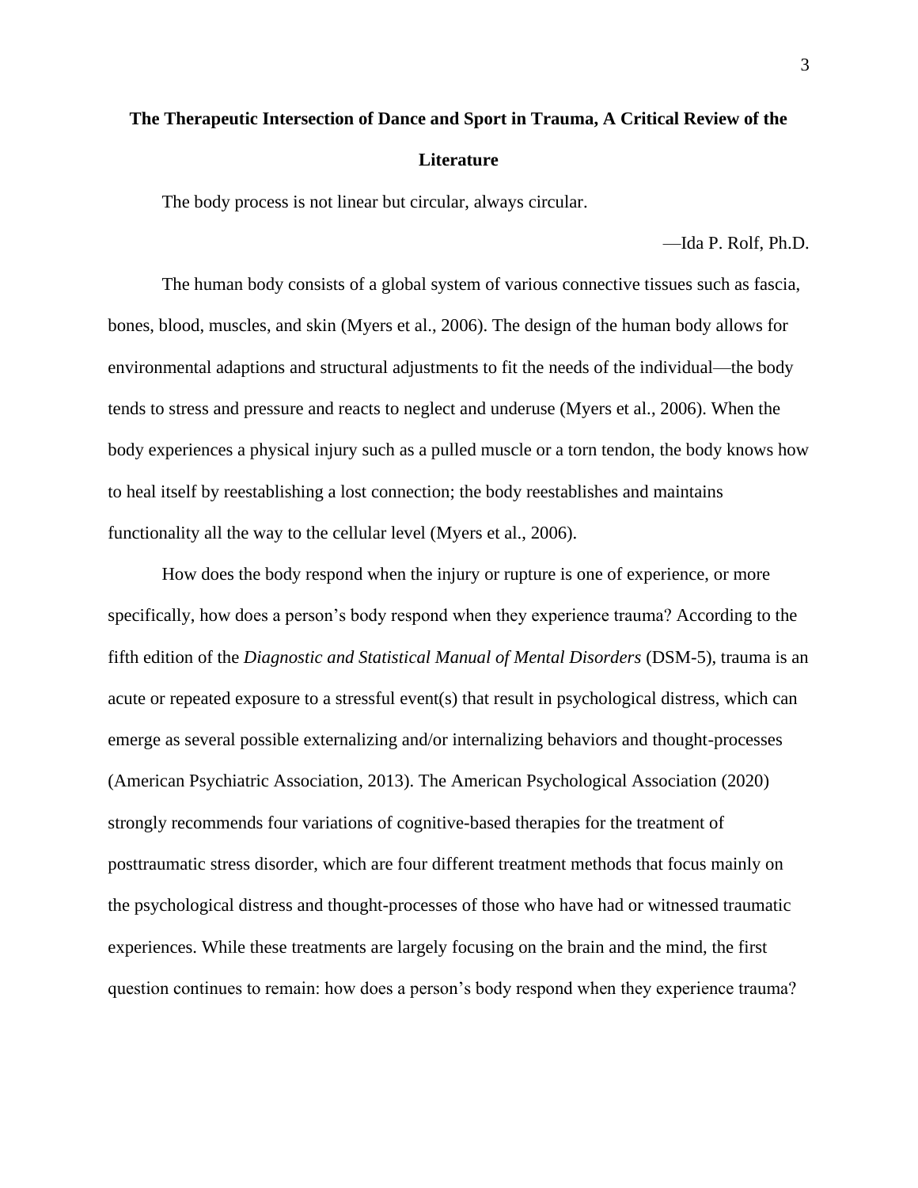# The Therapeutic Intersection of Dance and Sport in Trauma, A Critical Review of the Literature

The body process is not linear but circular, always circular.

—Ida P. Rolf, Ph.D.

The human body consists of a global system of various connective tissues such as fascia, bones, blood, muscles, and skin (Myers et al., 2006). The design of the human body allows for environmental adaptions and structural adjustments to fit the needs of the individual—the body tends to stress and pressure and reacts to neglect and underuse (Myers et al., 2006). When the body experiences a physical injury such as a pulled muscle or a torn tendon, the body knows how to heal itself by reestablishing a lost connection; the body reestablishes and maintains functionality all the way to the cellular level (Myers et al., 2006).

How does the body respond when the injury or rupture is one of experience, or more specifically, how does a person's body respond when they experience trauma? According to the fifth edition of the *Diagnostic and Statistical Manual of Mental Disorders* (DSM-5), trauma is an acute or repeated exposure to a stressful event(s) that result in psychological distress, which can emerge as several possible externalizing and/or internalizing behaviors and thought-processes (American Psychiatric Association, 2013). The American Psychological Association (2020) strongly recommends four variations of cognitive-based therapies for the treatment of posttraumatic stress disorder, which are four different treatment methods that focus mainly on the psychological distress and thought-processes of those who have had or witnessed traumatic experiences. While these treatments are largely focusing on the brain and the mind, the first question continues to remain: how does a person's body respond when they experience trauma?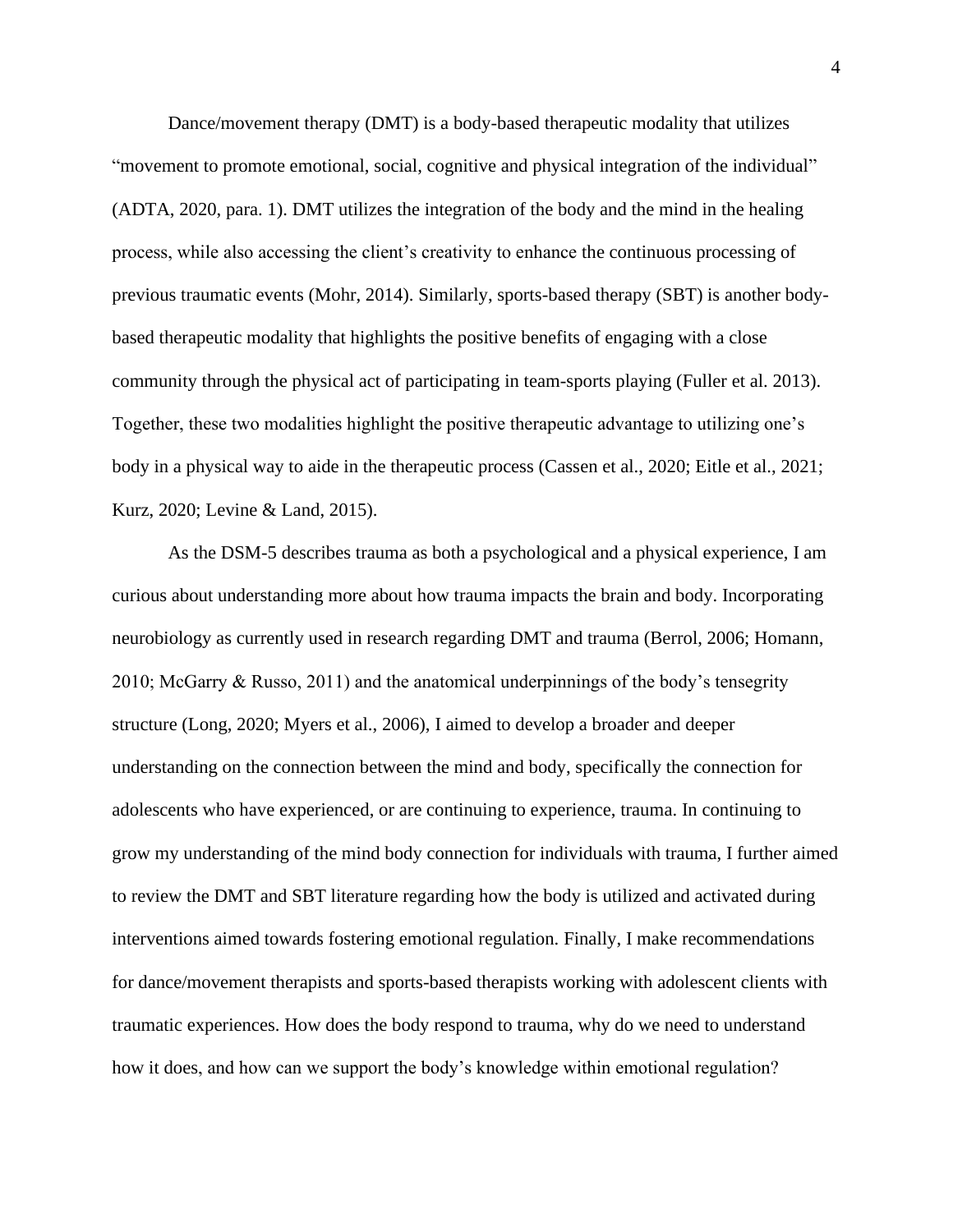Dance/movement therapy (DMT) is a body-based therapeutic modality that utilizes "movement to promote emotional, social, cognitive and physical integration of the individual" (ADTA, 2020, para. 1). DMT utilizes the integration of the body and the mind in the healing process, while also accessing the client's creativity to enhance the continuous processing of previous traumatic events (Mohr, 2014). Similarly, sports-based therapy (SBT) is another body-based therapeutic modality that highlights the positive benefits of engaging with a close community through the physical act of participating in team-sports playing (Fuller et al. 2013). Together, these two modalities highlight the positive therapeutic advantage to utilizing one's body in a physical way to aide in the therapeutic process (Cassen et al., 2020; Eitle et al., 2021; Kurz, 2020; Levine & Land, 2015).

As the DSM-5 describes trauma as both a psychological and a physical experience, I am curious about understanding more about how trauma impacts the brain and body. Incorporating neurobiology as currently used in research regarding DMT and trauma (Berrol, 2006; Homann, 2010; McGarry & Russo, 2011) and the anatomical underpinnings of the body's tensegrity structure (Long, 2020; Myers et al., 2006), I aimed to develop a broader and deeper understanding on the connection between the mind and body, specifically the connection for adolescents who have experienced, or are continuing to experience, trauma. In continuing to grow my understanding of the mind body connection for individuals with trauma, I further aimed to review the DMT and SBT literature regarding how the body is utilized and activated during interventions aimed towards fostering emotional regulation. Finally, I make recommendations for dance/movement therapists and sports-based therapists working with adolescent clients with traumatic experiences. How does the body respond to trauma, why do we need to understand how it does, and how can we support the body's knowledge within emotional regulation?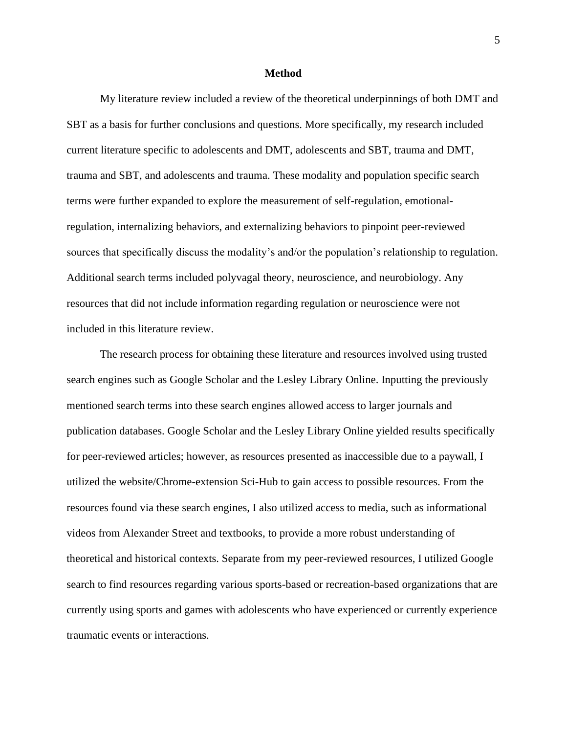## Method

My literature review included a review of the theoretical underpinnings of both DMT and SBT as a basis for further conclusions and questions. More specifically, my research included current literature specific to adolescents and DMT, adolescents and SBT, trauma and DMT, trauma and SBT, and adolescents and trauma. These modality and population specific search terms were further expanded to explore the measurement of self-regulation, emotional-regulation, internalizing behaviors, and externalizing behaviors to pinpoint peer-reviewed sources that specifically discuss the modality's and/or the population's relationship to regulation. Additional search terms included polyvagal theory, neuroscience, and neurobiology. Any resources that did not include information regarding regulation or neuroscience were not included in this literature review.

The research process for obtaining these literature and resources involved using trusted search engines such as Google Scholar and the Lesley Library Online. Inputting the previously mentioned search terms into these search engines allowed access to larger journals and publication databases. Google Scholar and the Lesley Library Online yielded results specifically for peer-reviewed articles; however, as resources presented as inaccessible due to a paywall, I utilized the website/Chrome-extension Sci-Hub to gain access to possible resources. From the resources found via these search engines, I also utilized access to media, such as informational videos from Alexander Street and textbooks, to provide a more robust understanding of theoretical and historical contexts. Separate from my peer-reviewed resources, I utilized Google search to find resources regarding various sports-based or recreation-based organizations that are currently using sports and games with adolescents who have experienced or currently experience traumatic events or interactions.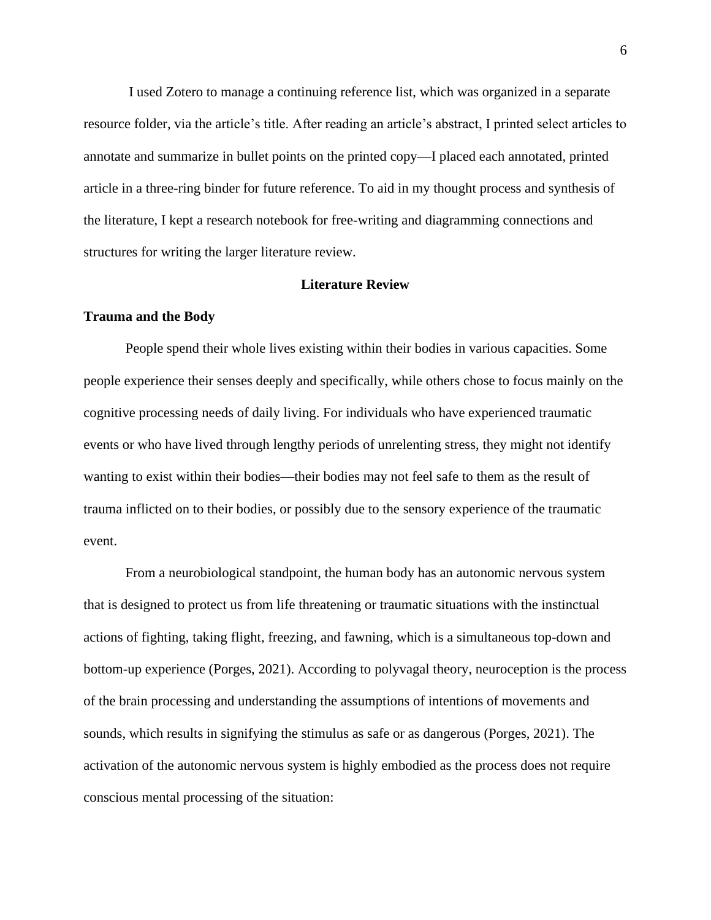I used Zotero to manage a continuing reference list, which was organized in a separate resource folder, via the article's title. After reading an article's abstract, I printed select articles to annotate and summarize in bullet points on the printed copy—I placed each annotated, printed article in a three-ring binder for future reference. To aid in my thought process and synthesis of the literature, I kept a research notebook for free-writing and diagramming connections and structures for writing the larger literature review.

# Literature Review

## Trauma and the Body

People spend their whole lives existing within their bodies in various capacities. Some people experience their senses deeply and specifically, while others chose to focus mainly on the cognitive processing needs of daily living. For individuals who have experienced traumatic events or who have lived through lengthy periods of unrelenting stress, they might not identify wanting to exist within their bodies—their bodies may not feel safe to them as the result of trauma inflicted on to their bodies, or possibly due to the sensory experience of the traumatic event.

From a neurobiological standpoint, the human body has an autonomic nervous system that is designed to protect us from life threatening or traumatic situations with the instinctual actions of fighting, taking flight, freezing, and fawning, which is a simultaneous top-down and bottom-up experience (Porges, 2021). According to polyvagal theory, neuroception is the process of the brain processing and understanding the assumptions of intentions of movements and sounds, which results in signifying the stimulus as safe or as dangerous (Porges, 2021). The activation of the autonomic nervous system is highly embodied as the process does not require conscious mental processing of the situation: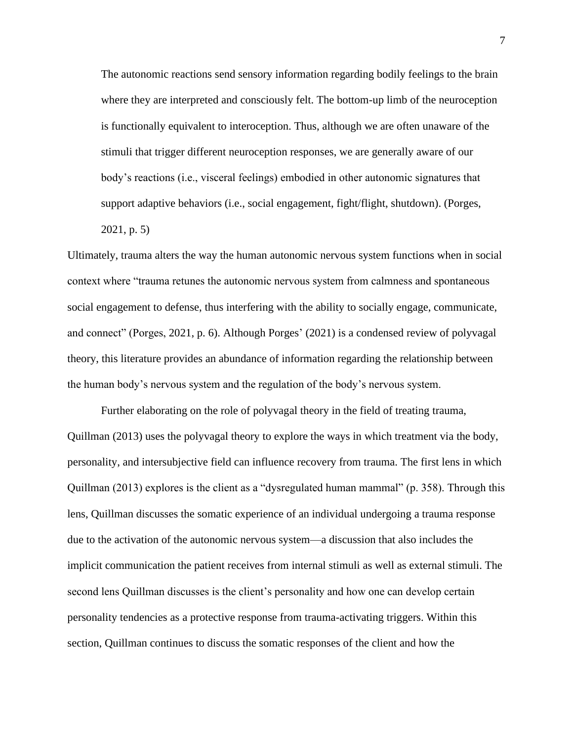> The autonomic reactions send sensory information regarding bodily feelings to the brain where they are interpreted and consciously felt. The bottom-up limb of the neuroception is functionally equivalent to interoception. Thus, although we are often unaware of the stimuli that trigger different neuroception responses, we are generally aware of our body's reactions (i.e., visceral feelings) embodied in other autonomic signatures that support adaptive behaviors (i.e., social engagement, fight/flight, shutdown). (Porges, 2021, p. 5)

Ultimately, trauma alters the way the human autonomic nervous system functions when in social context where "trauma retunes the autonomic nervous system from calmness and spontaneous social engagement to defense, thus interfering with the ability to socially engage, communicate, and connect" (Porges, 2021, p. 6). Although Porges' (2021) is a condensed review of polyvagal theory, this literature provides an abundance of information regarding the relationship between the human body's nervous system and the regulation of the body's nervous system.

Further elaborating on the role of polyvagal theory in the field of treating trauma, Quillman (2013) uses the polyvagal theory to explore the ways in which treatment via the body, personality, and intersubjective field can influence recovery from trauma. The first lens in which Quillman (2013) explores is the client as a "dysregulated human mammal" (p. 358). Through this lens, Quillman discusses the somatic experience of an individual undergoing a trauma response due to the activation of the autonomic nervous system—a discussion that also includes the implicit communication the patient receives from internal stimuli as well as external stimuli. The second lens Quillman discusses is the client's personality and how one can develop certain personality tendencies as a protective response from trauma-activating triggers. Within this section, Quillman continues to discuss the somatic responses of the client and how the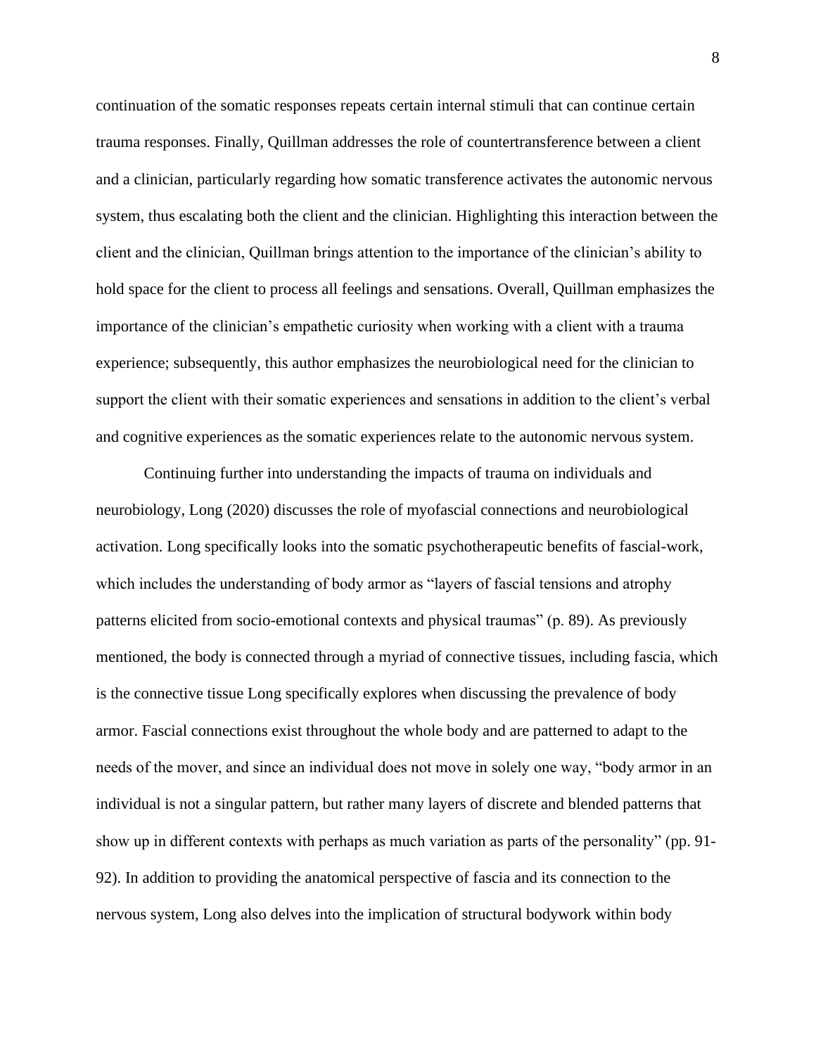continuation of the somatic responses repeats certain internal stimuli that can continue certain trauma responses. Finally, Quillman addresses the role of countertransference between a client and a clinician, particularly regarding how somatic transference activates the autonomic nervous system, thus escalating both the client and the clinician. Highlighting this interaction between the client and the clinician, Quillman brings attention to the importance of the clinician's ability to hold space for the client to process all feelings and sensations. Overall, Quillman emphasizes the importance of the clinician's empathetic curiosity when working with a client with a trauma experience; subsequently, this author emphasizes the neurobiological need for the clinician to support the client with their somatic experiences and sensations in addition to the client's verbal and cognitive experiences as the somatic experiences relate to the autonomic nervous system.

Continuing further into understanding the impacts of trauma on individuals and neurobiology, Long (2020) discusses the role of myofascial connections and neurobiological activation. Long specifically looks into the somatic psychotherapeutic benefits of fascial-work, which includes the understanding of body armor as "layers of fascial tensions and atrophy patterns elicited from socio-emotional contexts and physical traumas" (p. 89). As previously mentioned, the body is connected through a myriad of connective tissues, including fascia, which is the connective tissue Long specifically explores when discussing the prevalence of body armor. Fascial connections exist throughout the whole body and are patterned to adapt to the needs of the mover, and since an individual does not move in solely one way, "body armor in an individual is not a singular pattern, but rather many layers of discrete and blended patterns that show up in different contexts with perhaps as much variation as parts of the personality" (pp. 91-92). In addition to providing the anatomical perspective of fascia and its connection to the nervous system, Long also delves into the implication of structural bodywork within body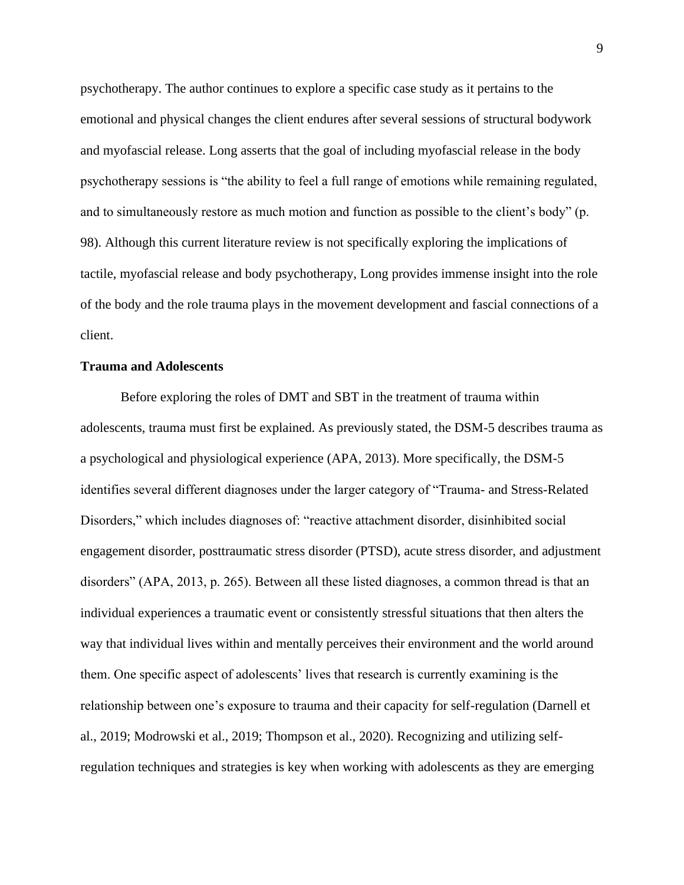psychotherapy. The author continues to explore a specific case study as it pertains to the emotional and physical changes the client endures after several sessions of structural bodywork and myofascial release. Long asserts that the goal of including myofascial release in the body psychotherapy sessions is "the ability to feel a full range of emotions while remaining regulated, and to simultaneously restore as much motion and function as possible to the client's body" (p. 98). Although this current literature review is not specifically exploring the implications of tactile, myofascial release and body psychotherapy, Long provides immense insight into the role of the body and the role trauma plays in the movement development and fascial connections of a client.

**Trauma and Adolescents**

Before exploring the roles of DMT and SBT in the treatment of trauma within adolescents, trauma must first be explained. As previously stated, the DSM-5 describes trauma as a psychological and physiological experience (APA, 2013). More specifically, the DSM-5 identifies several different diagnoses under the larger category of "Trauma- and Stress-Related Disorders," which includes diagnoses of: "reactive attachment disorder, disinhibited social engagement disorder, posttraumatic stress disorder (PTSD), acute stress disorder, and adjustment disorders" (APA, 2013, p. 265). Between all these listed diagnoses, a common thread is that an individual experiences a traumatic event or consistently stressful situations that then alters the way that individual lives within and mentally perceives their environment and the world around them. One specific aspect of adolescents' lives that research is currently examining is the relationship between one's exposure to trauma and their capacity for self-regulation (Darnell et al., 2019; Modrowski et al., 2019; Thompson et al., 2020). Recognizing and utilizing self-regulation techniques and strategies is key when working with adolescents as they are emerging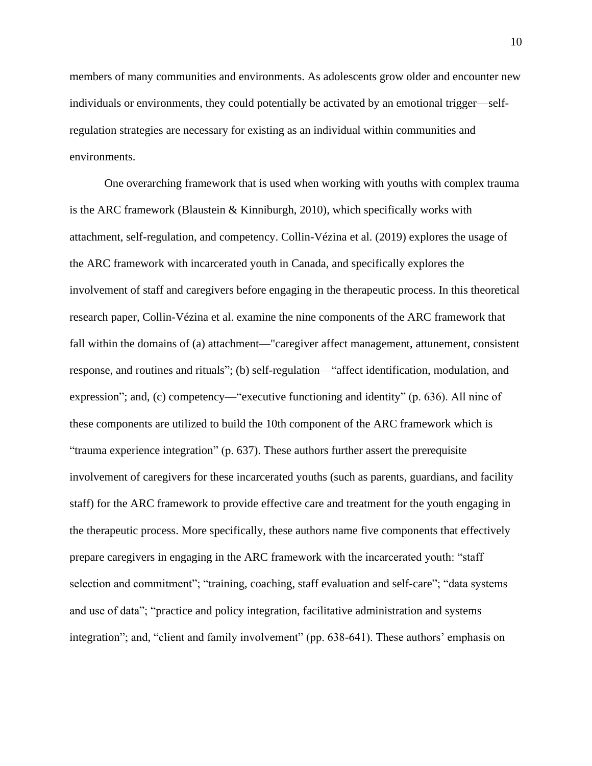members of many communities and environments. As adolescents grow older and encounter new individuals or environments, they could potentially be activated by an emotional trigger—self-regulation strategies are necessary for existing as an individual within communities and environments.

One overarching framework that is used when working with youths with complex trauma is the ARC framework (Blaustein & Kinniburgh, 2010), which specifically works with attachment, self-regulation, and competency. Collin-Vézina et al. (2019) explores the usage of the ARC framework with incarcerated youth in Canada, and specifically explores the involvement of staff and caregivers before engaging in the therapeutic process. In this theoretical research paper, Collin-Vézina et al. examine the nine components of the ARC framework that fall within the domains of (a) attachment—"caregiver affect management, attunement, consistent response, and routines and rituals"; (b) self-regulation—"affect identification, modulation, and expression"; and, (c) competency—"executive functioning and identity" (p. 636). All nine of these components are utilized to build the 10th component of the ARC framework which is "trauma experience integration" (p. 637). These authors further assert the prerequisite involvement of caregivers for these incarcerated youths (such as parents, guardians, and facility staff) for the ARC framework to provide effective care and treatment for the youth engaging in the therapeutic process. More specifically, these authors name five components that effectively prepare caregivers in engaging in the ARC framework with the incarcerated youth: "staff selection and commitment"; "training, coaching, staff evaluation and self-care"; "data systems and use of data"; "practice and policy integration, facilitative administration and systems integration"; and, "client and family involvement" (pp. 638-641). These authors' emphasis on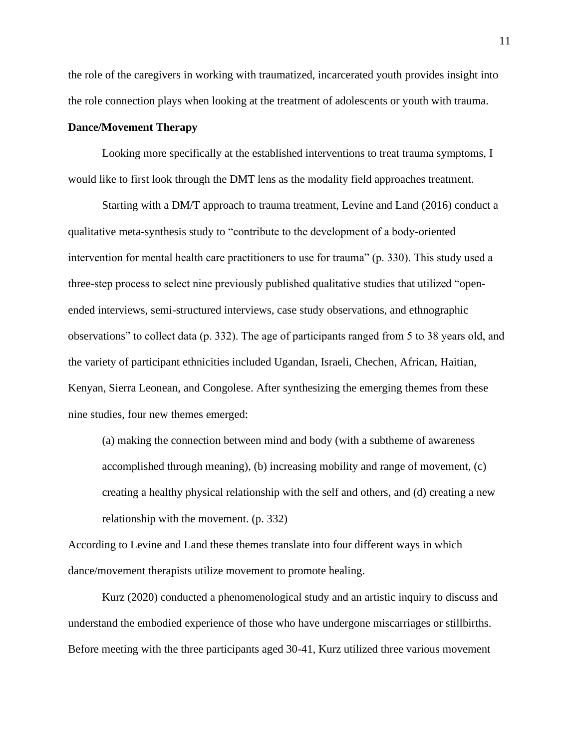the role of the caregivers in working with traumatized, incarcerated youth provides insight into the role connection plays when looking at the treatment of adolescents or youth with trauma.

**Dance/Movement Therapy**

Looking more specifically at the established interventions to treat trauma symptoms, I would like to first look through the DMT lens as the modality field approaches treatment.

Starting with a DM/T approach to trauma treatment, Levine and Land (2016) conduct a qualitative meta-synthesis study to "contribute to the development of a body-oriented intervention for mental health care practitioners to use for trauma" (p. 330). This study used a three-step process to select nine previously published qualitative studies that utilized "open-ended interviews, semi-structured interviews, case study observations, and ethnographic observations" to collect data (p. 332). The age of participants ranged from 5 to 38 years old, and the variety of participant ethnicities included Ugandan, Israeli, Chechen, African, Haitian, Kenyan, Sierra Leonean, and Congolese. After synthesizing the emerging themes from these nine studies, four new themes emerged:

> (a) making the connection between mind and body (with a subtheme of awareness accomplished through meaning), (b) increasing mobility and range of movement, (c) creating a healthy physical relationship with the self and others, and (d) creating a new relationship with the movement. (p. 332)

According to Levine and Land these themes translate into four different ways in which dance/movement therapists utilize movement to promote healing.

Kurz (2020) conducted a phenomenological study and an artistic inquiry to discuss and understand the embodied experience of those who have undergone miscarriages or stillbirths. Before meeting with the three participants aged 30-41, Kurz utilized three various movement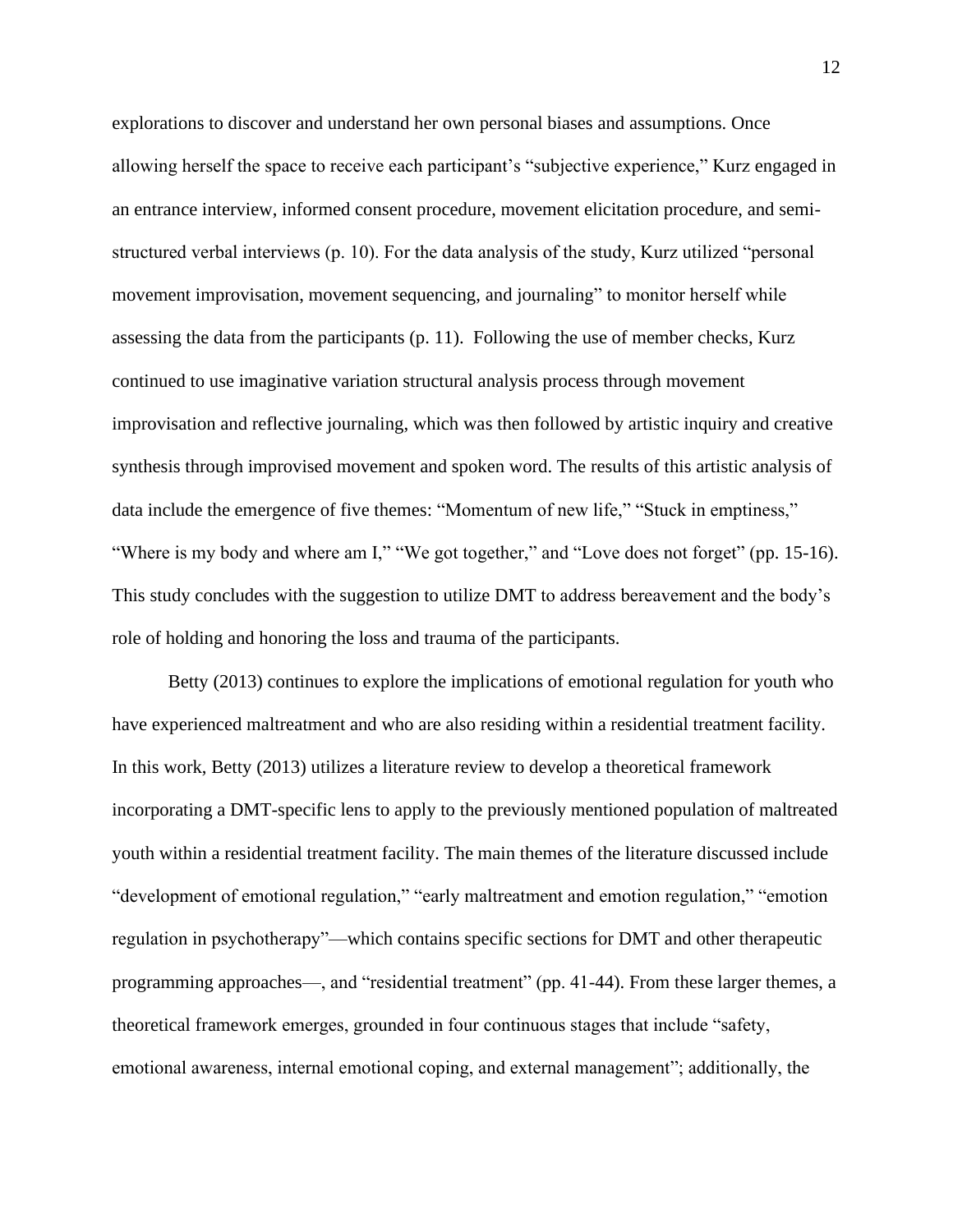explorations to discover and understand her own personal biases and assumptions. Once allowing herself the space to receive each participant's "subjective experience," Kurz engaged in an entrance interview, informed consent procedure, movement elicitation procedure, and semi-structured verbal interviews (p. 10). For the data analysis of the study, Kurz utilized "personal movement improvisation, movement sequencing, and journaling" to monitor herself while assessing the data from the participants (p. 11). Following the use of member checks, Kurz continued to use imaginative variation structural analysis process through movement improvisation and reflective journaling, which was then followed by artistic inquiry and creative synthesis through improvised movement and spoken word. The results of this artistic analysis of data include the emergence of five themes: "Momentum of new life," "Stuck in emptiness," "Where is my body and where am I," "We got together," and "Love does not forget" (pp. 15-16). This study concludes with the suggestion to utilize DMT to address bereavement and the body's role of holding and honoring the loss and trauma of the participants.

Betty (2013) continues to explore the implications of emotional regulation for youth who have experienced maltreatment and who are also residing within a residential treatment facility. In this work, Betty (2013) utilizes a literature review to develop a theoretical framework incorporating a DMT-specific lens to apply to the previously mentioned population of maltreated youth within a residential treatment facility. The main themes of the literature discussed include "development of emotional regulation," "early maltreatment and emotion regulation," "emotion regulation in psychotherapy"—which contains specific sections for DMT and other therapeutic programming approaches—, and "residential treatment" (pp. 41-44). From these larger themes, a theoretical framework emerges, grounded in four continuous stages that include "safety, emotional awareness, internal emotional coping, and external management"; additionally, the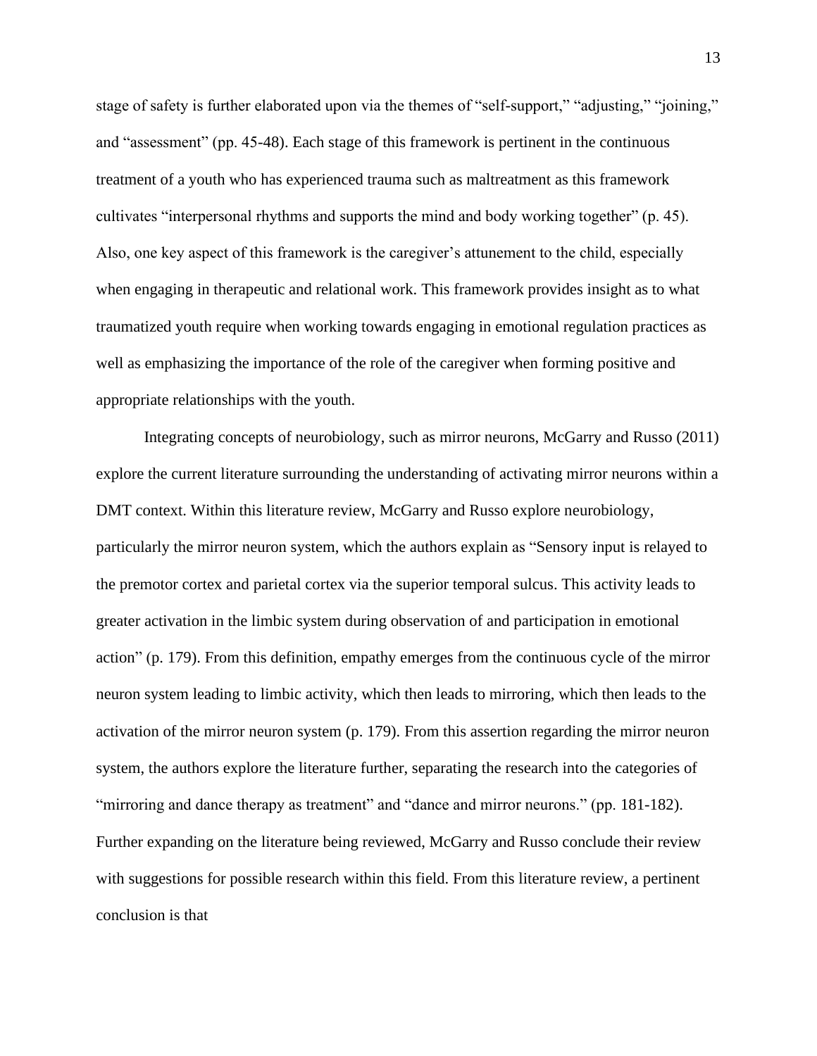stage of safety is further elaborated upon via the themes of "self-support," "adjusting," "joining," and "assessment" (pp. 45-48). Each stage of this framework is pertinent in the continuous treatment of a youth who has experienced trauma such as maltreatment as this framework cultivates "interpersonal rhythms and supports the mind and body working together" (p. 45). Also, one key aspect of this framework is the caregiver's attunement to the child, especially when engaging in therapeutic and relational work. This framework provides insight as to what traumatized youth require when working towards engaging in emotional regulation practices as well as emphasizing the importance of the role of the caregiver when forming positive and appropriate relationships with the youth.

Integrating concepts of neurobiology, such as mirror neurons, McGarry and Russo (2011) explore the current literature surrounding the understanding of activating mirror neurons within a DMT context. Within this literature review, McGarry and Russo explore neurobiology, particularly the mirror neuron system, which the authors explain as "Sensory input is relayed to the premotor cortex and parietal cortex via the superior temporal sulcus. This activity leads to greater activation in the limbic system during observation of and participation in emotional action" (p. 179). From this definition, empathy emerges from the continuous cycle of the mirror neuron system leading to limbic activity, which then leads to mirroring, which then leads to the activation of the mirror neuron system (p. 179). From this assertion regarding the mirror neuron system, the authors explore the literature further, separating the research into the categories of "mirroring and dance therapy as treatment" and "dance and mirror neurons." (pp. 181-182). Further expanding on the literature being reviewed, McGarry and Russo conclude their review with suggestions for possible research within this field. From this literature review, a pertinent conclusion is that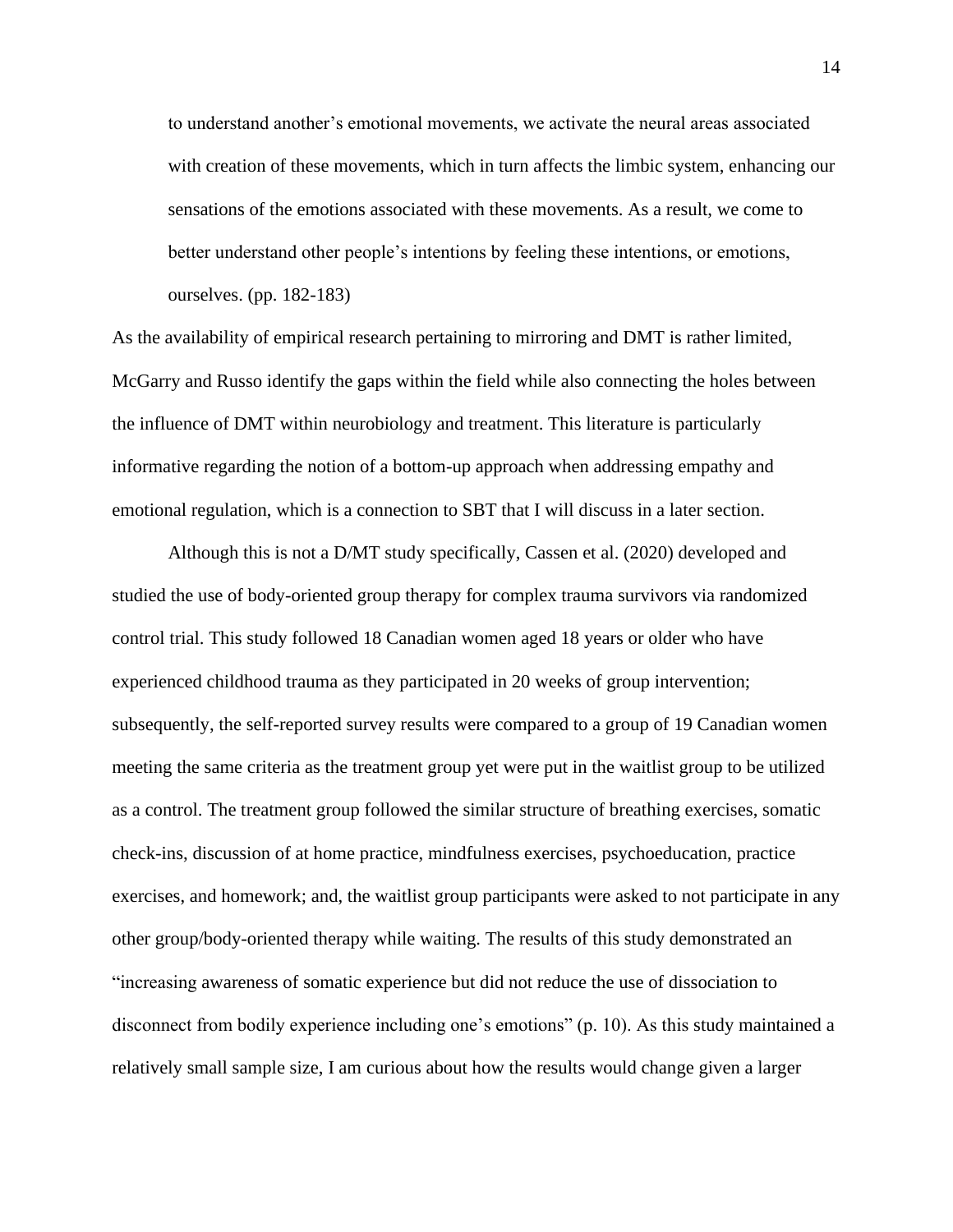> to understand another's emotional movements, we activate the neural areas associated with creation of these movements, which in turn affects the limbic system, enhancing our sensations of the emotions associated with these movements. As a result, we come to better understand other people's intentions by feeling these intentions, or emotions, ourselves. (pp. 182-183)

As the availability of empirical research pertaining to mirroring and DMT is rather limited, McGarry and Russo identify the gaps within the field while also connecting the holes between the influence of DMT within neurobiology and treatment. This literature is particularly informative regarding the notion of a bottom-up approach when addressing empathy and emotional regulation, which is a connection to SBT that I will discuss in a later section.

Although this is not a D/MT study specifically, Cassen et al. (2020) developed and studied the use of body-oriented group therapy for complex trauma survivors via randomized control trial. This study followed 18 Canadian women aged 18 years or older who have experienced childhood trauma as they participated in 20 weeks of group intervention; subsequently, the self-reported survey results were compared to a group of 19 Canadian women meeting the same criteria as the treatment group yet were put in the waitlist group to be utilized as a control. The treatment group followed the similar structure of breathing exercises, somatic check-ins, discussion of at home practice, mindfulness exercises, psychoeducation, practice exercises, and homework; and, the waitlist group participants were asked to not participate in any other group/body-oriented therapy while waiting. The results of this study demonstrated an "increasing awareness of somatic experience but did not reduce the use of dissociation to disconnect from bodily experience including one's emotions" (p. 10). As this study maintained a relatively small sample size, I am curious about how the results would change given a larger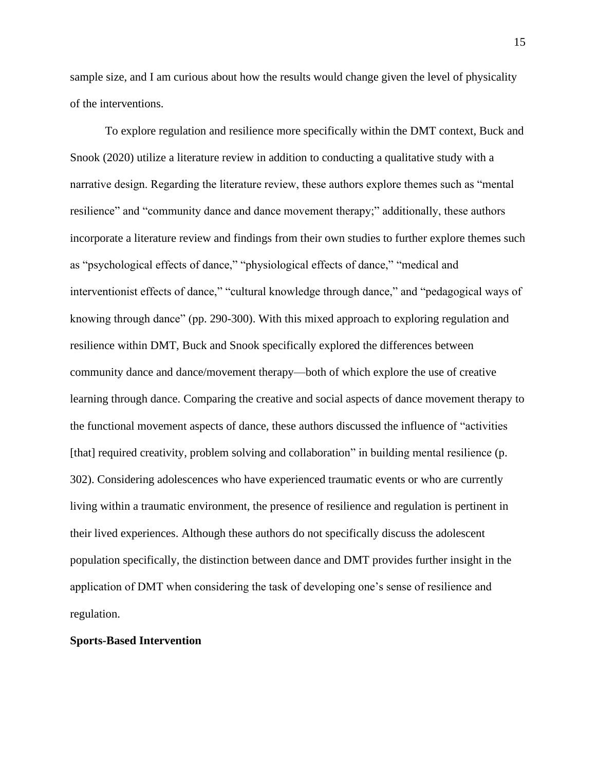sample size, and I am curious about how the results would change given the level of physicality of the interventions.

To explore regulation and resilience more specifically within the DMT context, Buck and Snook (2020) utilize a literature review in addition to conducting a qualitative study with a narrative design. Regarding the literature review, these authors explore themes such as "mental resilience" and "community dance and dance movement therapy;" additionally, these authors incorporate a literature review and findings from their own studies to further explore themes such as "psychological effects of dance," "physiological effects of dance," "medical and interventionist effects of dance," "cultural knowledge through dance," and "pedagogical ways of knowing through dance" (pp. 290-300). With this mixed approach to exploring regulation and resilience within DMT, Buck and Snook specifically explored the differences between community dance and dance/movement therapy—both of which explore the use of creative learning through dance. Comparing the creative and social aspects of dance movement therapy to the functional movement aspects of dance, these authors discussed the influence of "activities [that] required creativity, problem solving and collaboration" in building mental resilience (p. 302). Considering adolescences who have experienced traumatic events or who are currently living within a traumatic environment, the presence of resilience and regulation is pertinent in their lived experiences. Although these authors do not specifically discuss the adolescent population specifically, the distinction between dance and DMT provides further insight in the application of DMT when considering the task of developing one's sense of resilience and regulation.

**Sports-Based Intervention**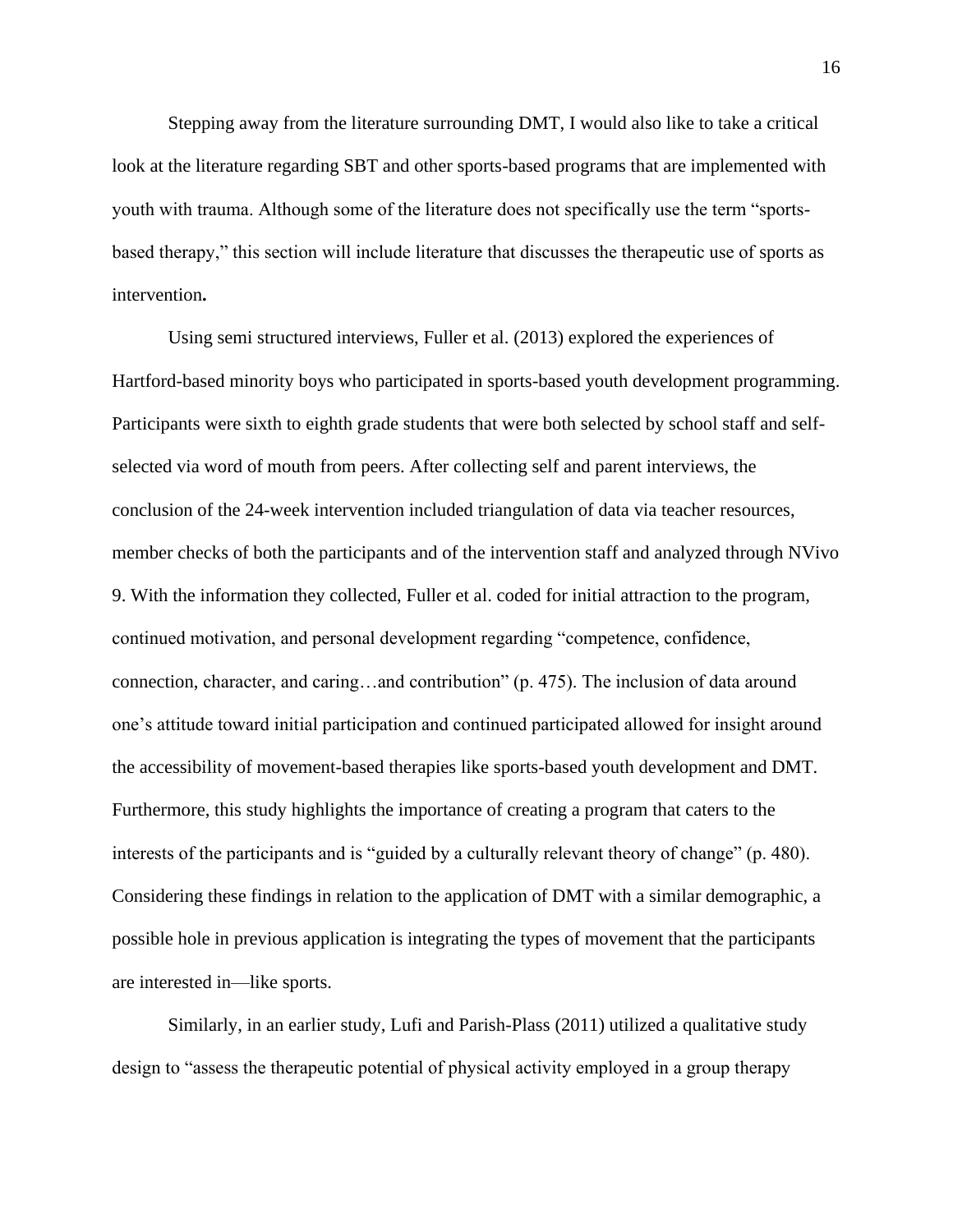Stepping away from the literature surrounding DMT, I would also like to take a critical look at the literature regarding SBT and other sports-based programs that are implemented with youth with trauma. Although some of the literature does not specifically use the term "sports-based therapy," this section will include literature that discusses the therapeutic use of sports as intervention**.**

Using semi structured interviews, Fuller et al. (2013) explored the experiences of Hartford-based minority boys who participated in sports-based youth development programming. Participants were sixth to eighth grade students that were both selected by school staff and self-selected via word of mouth from peers. After collecting self and parent interviews, the conclusion of the 24-week intervention included triangulation of data via teacher resources, member checks of both the participants and of the intervention staff and analyzed through NVivo 9. With the information they collected, Fuller et al. coded for initial attraction to the program, continued motivation, and personal development regarding "competence, confidence, connection, character, and caring…and contribution" (p. 475). The inclusion of data around one's attitude toward initial participation and continued participated allowed for insight around the accessibility of movement-based therapies like sports-based youth development and DMT. Furthermore, this study highlights the importance of creating a program that caters to the interests of the participants and is "guided by a culturally relevant theory of change" (p. 480). Considering these findings in relation to the application of DMT with a similar demographic, a possible hole in previous application is integrating the types of movement that the participants are interested in—like sports.

Similarly, in an earlier study, Lufi and Parish-Plass (2011) utilized a qualitative study design to "assess the therapeutic potential of physical activity employed in a group therapy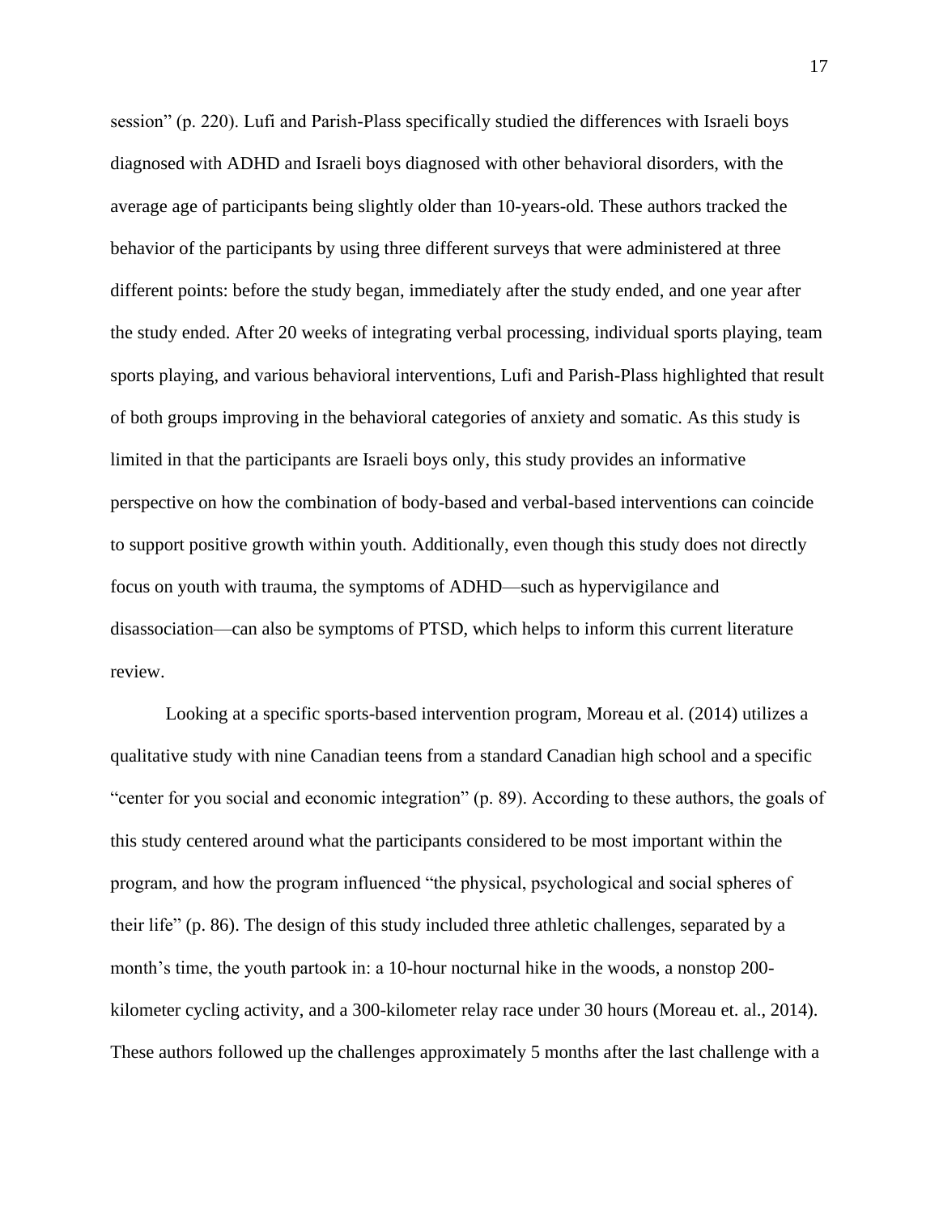session" (p. 220). Lufi and Parish-Plass specifically studied the differences with Israeli boys diagnosed with ADHD and Israeli boys diagnosed with other behavioral disorders, with the average age of participants being slightly older than 10-years-old. These authors tracked the behavior of the participants by using three different surveys that were administered at three different points: before the study began, immediately after the study ended, and one year after the study ended. After 20 weeks of integrating verbal processing, individual sports playing, team sports playing, and various behavioral interventions, Lufi and Parish-Plass highlighted that result of both groups improving in the behavioral categories of anxiety and somatic. As this study is limited in that the participants are Israeli boys only, this study provides an informative perspective on how the combination of body-based and verbal-based interventions can coincide to support positive growth within youth. Additionally, even though this study does not directly focus on youth with trauma, the symptoms of ADHD—such as hypervigilance and disassociation—can also be symptoms of PTSD, which helps to inform this current literature review.

Looking at a specific sports-based intervention program, Moreau et al. (2014) utilizes a qualitative study with nine Canadian teens from a standard Canadian high school and a specific "center for you social and economic integration" (p. 89). According to these authors, the goals of this study centered around what the participants considered to be most important within the program, and how the program influenced "the physical, psychological and social spheres of their life" (p. 86). The design of this study included three athletic challenges, separated by a month's time, the youth partook in: a 10-hour nocturnal hike in the woods, a nonstop 200-kilometer cycling activity, and a 300-kilometer relay race under 30 hours (Moreau et. al., 2014). These authors followed up the challenges approximately 5 months after the last challenge with a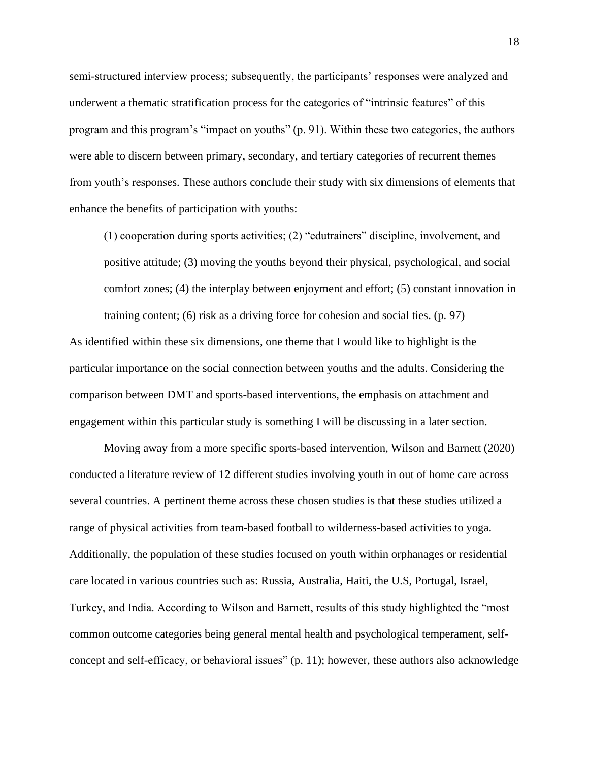semi-structured interview process; subsequently, the participants' responses were analyzed and underwent a thematic stratification process for the categories of "intrinsic features" of this program and this program's "impact on youths" (p. 91). Within these two categories, the authors were able to discern between primary, secondary, and tertiary categories of recurrent themes from youth's responses. These authors conclude their study with six dimensions of elements that enhance the benefits of participation with youths:

> (1) cooperation during sports activities; (2) "edutrainers" discipline, involvement, and positive attitude; (3) moving the youths beyond their physical, psychological, and social comfort zones; (4) the interplay between enjoyment and effort; (5) constant innovation in training content; (6) risk as a driving force for cohesion and social ties. (p. 97)

As identified within these six dimensions, one theme that I would like to highlight is the particular importance on the social connection between youths and the adults. Considering the comparison between DMT and sports-based interventions, the emphasis on attachment and engagement within this particular study is something I will be discussing in a later section.

Moving away from a more specific sports-based intervention, Wilson and Barnett (2020) conducted a literature review of 12 different studies involving youth in out of home care across several countries. A pertinent theme across these chosen studies is that these studies utilized a range of physical activities from team-based football to wilderness-based activities to yoga. Additionally, the population of these studies focused on youth within orphanages or residential care located in various countries such as: Russia, Australia, Haiti, the U.S, Portugal, Israel, Turkey, and India. According to Wilson and Barnett, results of this study highlighted the "most common outcome categories being general mental health and psychological temperament, self-concept and self-efficacy, or behavioral issues" (p. 11); however, these authors also acknowledge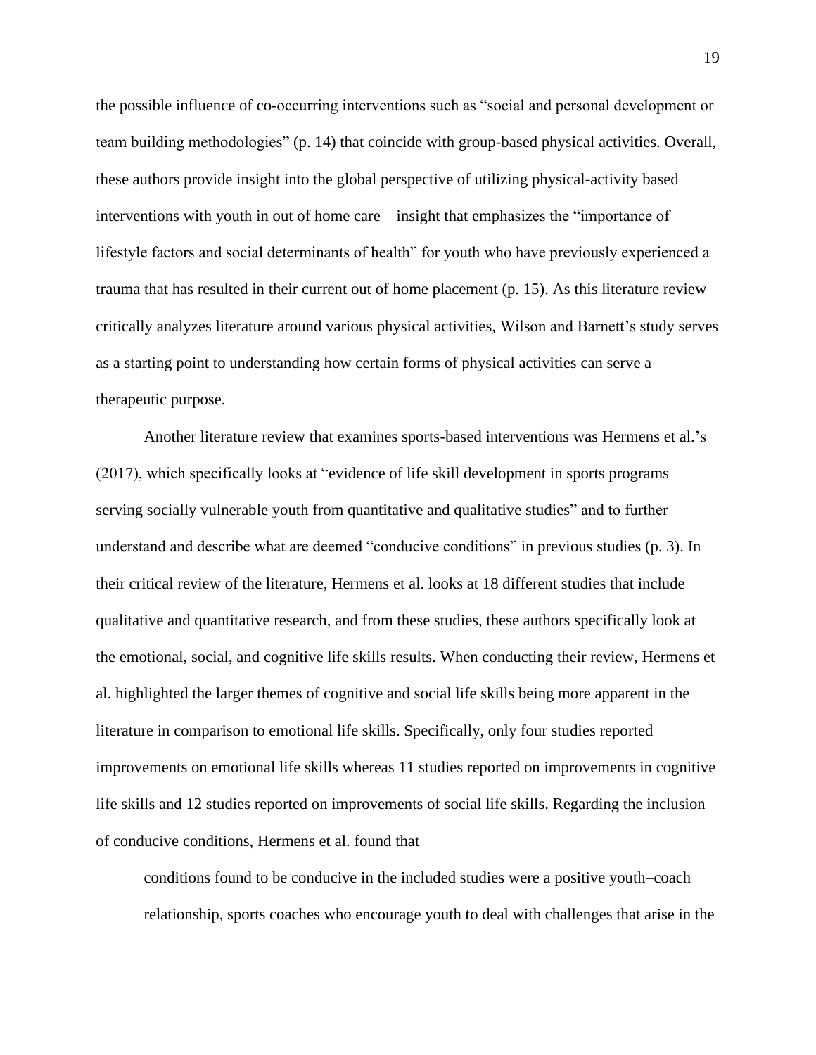the possible influence of co-occurring interventions such as "social and personal development or team building methodologies" (p. 14) that coincide with group-based physical activities. Overall, these authors provide insight into the global perspective of utilizing physical-activity based interventions with youth in out of home care—insight that emphasizes the "importance of lifestyle factors and social determinants of health" for youth who have previously experienced a trauma that has resulted in their current out of home placement (p. 15). As this literature review critically analyzes literature around various physical activities, Wilson and Barnett's study serves as a starting point to understanding how certain forms of physical activities can serve a therapeutic purpose.

Another literature review that examines sports-based interventions was Hermens et al.'s (2017), which specifically looks at "evidence of life skill development in sports programs serving socially vulnerable youth from quantitative and qualitative studies" and to further understand and describe what are deemed "conducive conditions" in previous studies (p. 3). In their critical review of the literature, Hermens et al. looks at 18 different studies that include qualitative and quantitative research, and from these studies, these authors specifically look at the emotional, social, and cognitive life skills results. When conducting their review, Hermens et al. highlighted the larger themes of cognitive and social life skills being more apparent in the literature in comparison to emotional life skills. Specifically, only four studies reported improvements on emotional life skills whereas 11 studies reported on improvements in cognitive life skills and 12 studies reported on improvements of social life skills. Regarding the inclusion of conducive conditions, Hermens et al. found that

> conditions found to be conducive in the included studies were a positive youth–coach relationship, sports coaches who encourage youth to deal with challenges that arise in the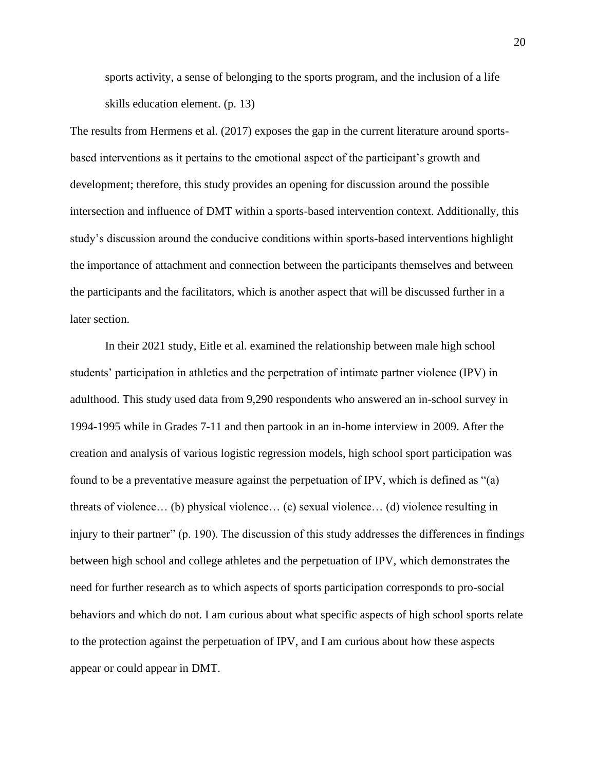> sports activity, a sense of belonging to the sports program, and the inclusion of a life skills education element. (p. 13)

The results from Hermens et al. (2017) exposes the gap in the current literature around sports-based interventions as it pertains to the emotional aspect of the participant's growth and development; therefore, this study provides an opening for discussion around the possible intersection and influence of DMT within a sports-based intervention context. Additionally, this study's discussion around the conducive conditions within sports-based interventions highlight the importance of attachment and connection between the participants themselves and between the participants and the facilitators, which is another aspect that will be discussed further in a later section.

In their 2021 study, Eitle et al. examined the relationship between male high school students' participation in athletics and the perpetration of intimate partner violence (IPV) in adulthood. This study used data from 9,290 respondents who answered an in-school survey in 1994-1995 while in Grades 7-11 and then partook in an in-home interview in 2009. After the creation and analysis of various logistic regression models, high school sport participation was found to be a preventative measure against the perpetuation of IPV, which is defined as "(a) threats of violence… (b) physical violence… (c) sexual violence… (d) violence resulting in injury to their partner" (p. 190). The discussion of this study addresses the differences in findings between high school and college athletes and the perpetuation of IPV, which demonstrates the need for further research as to which aspects of sports participation corresponds to pro-social behaviors and which do not. I am curious about what specific aspects of high school sports relate to the protection against the perpetuation of IPV, and I am curious about how these aspects appear or could appear in DMT.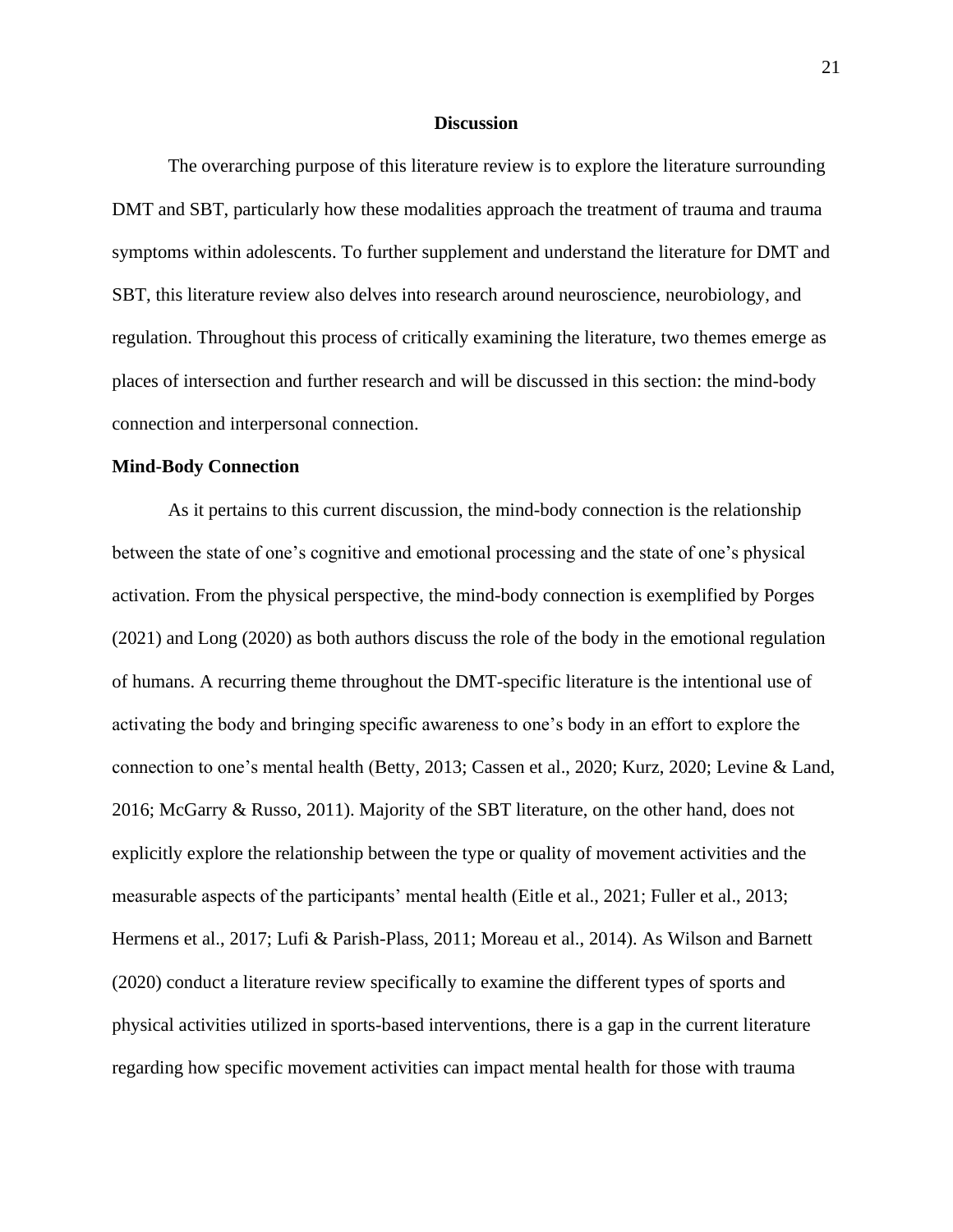# Discussion

The overarching purpose of this literature review is to explore the literature surrounding DMT and SBT, particularly how these modalities approach the treatment of trauma and trauma symptoms within adolescents. To further supplement and understand the literature for DMT and SBT, this literature review also delves into research around neuroscience, neurobiology, and regulation. Throughout this process of critically examining the literature, two themes emerge as places of intersection and further research and will be discussed in this section: the mind-body connection and interpersonal connection.

## Mind-Body Connection

As it pertains to this current discussion, the mind-body connection is the relationship between the state of one's cognitive and emotional processing and the state of one's physical activation. From the physical perspective, the mind-body connection is exemplified by Porges (2021) and Long (2020) as both authors discuss the role of the body in the emotional regulation of humans. A recurring theme throughout the DMT-specific literature is the intentional use of activating the body and bringing specific awareness to one's body in an effort to explore the connection to one's mental health (Betty, 2013; Cassen et al., 2020; Kurz, 2020; Levine & Land, 2016; McGarry & Russo, 2011). Majority of the SBT literature, on the other hand, does not explicitly explore the relationship between the type or quality of movement activities and the measurable aspects of the participants' mental health (Eitle et al., 2021; Fuller et al., 2013; Hermens et al., 2017; Lufi & Parish-Plass, 2011; Moreau et al., 2014). As Wilson and Barnett (2020) conduct a literature review specifically to examine the different types of sports and physical activities utilized in sports-based interventions, there is a gap in the current literature regarding how specific movement activities can impact mental health for those with trauma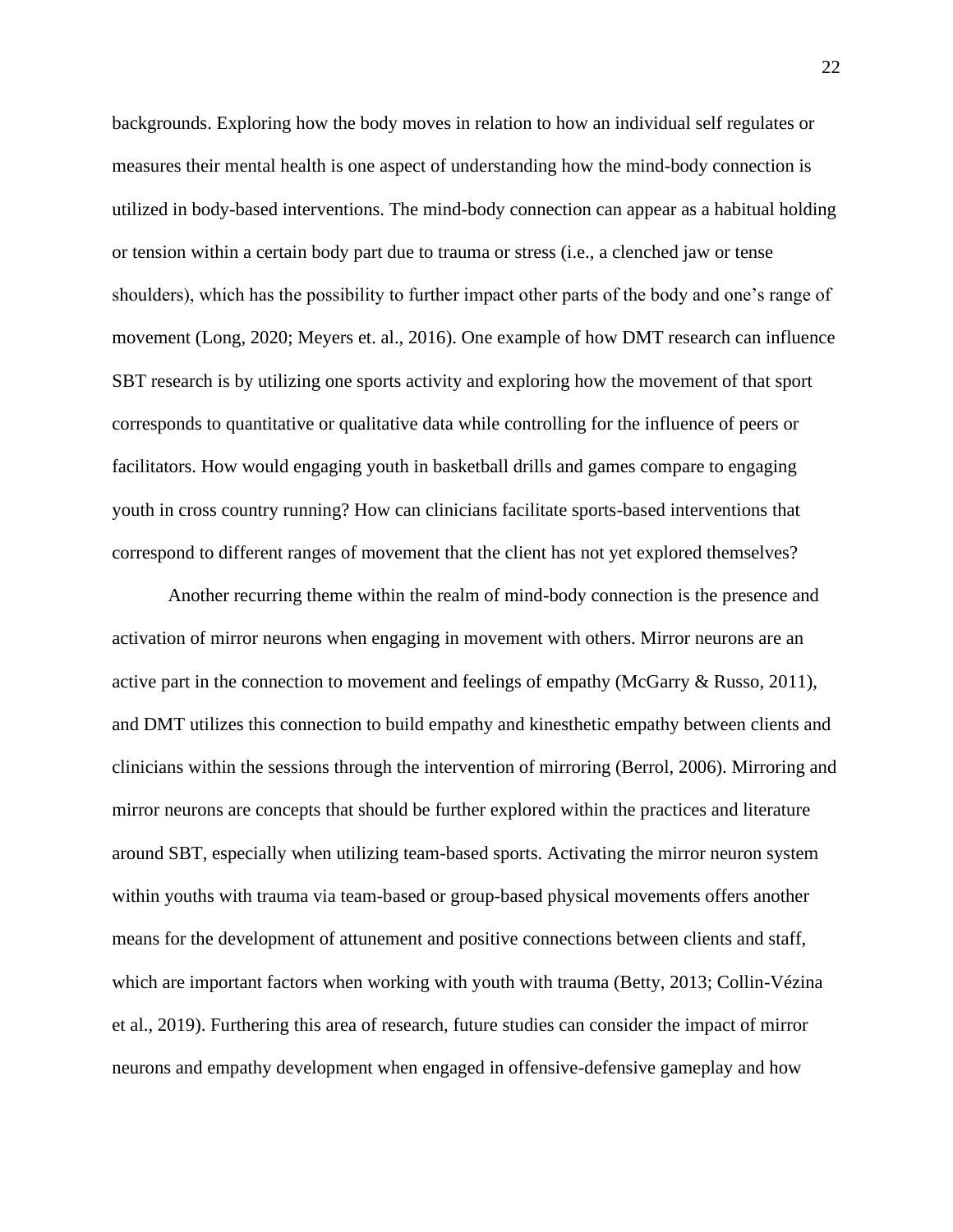backgrounds. Exploring how the body moves in relation to how an individual self regulates or measures their mental health is one aspect of understanding how the mind-body connection is utilized in body-based interventions. The mind-body connection can appear as a habitual holding or tension within a certain body part due to trauma or stress (i.e., a clenched jaw or tense shoulders), which has the possibility to further impact other parts of the body and one's range of movement (Long, 2020; Meyers et. al., 2016). One example of how DMT research can influence SBT research is by utilizing one sports activity and exploring how the movement of that sport corresponds to quantitative or qualitative data while controlling for the influence of peers or facilitators. How would engaging youth in basketball drills and games compare to engaging youth in cross country running? How can clinicians facilitate sports-based interventions that correspond to different ranges of movement that the client has not yet explored themselves?

Another recurring theme within the realm of mind-body connection is the presence and activation of mirror neurons when engaging in movement with others. Mirror neurons are an active part in the connection to movement and feelings of empathy (McGarry & Russo, 2011), and DMT utilizes this connection to build empathy and kinesthetic empathy between clients and clinicians within the sessions through the intervention of mirroring (Berrol, 2006). Mirroring and mirror neurons are concepts that should be further explored within the practices and literature around SBT, especially when utilizing team-based sports. Activating the mirror neuron system within youths with trauma via team-based or group-based physical movements offers another means for the development of attunement and positive connections between clients and staff, which are important factors when working with youth with trauma (Betty, 2013; Collin-Vézina et al., 2019). Furthering this area of research, future studies can consider the impact of mirror neurons and empathy development when engaged in offensive-defensive gameplay and how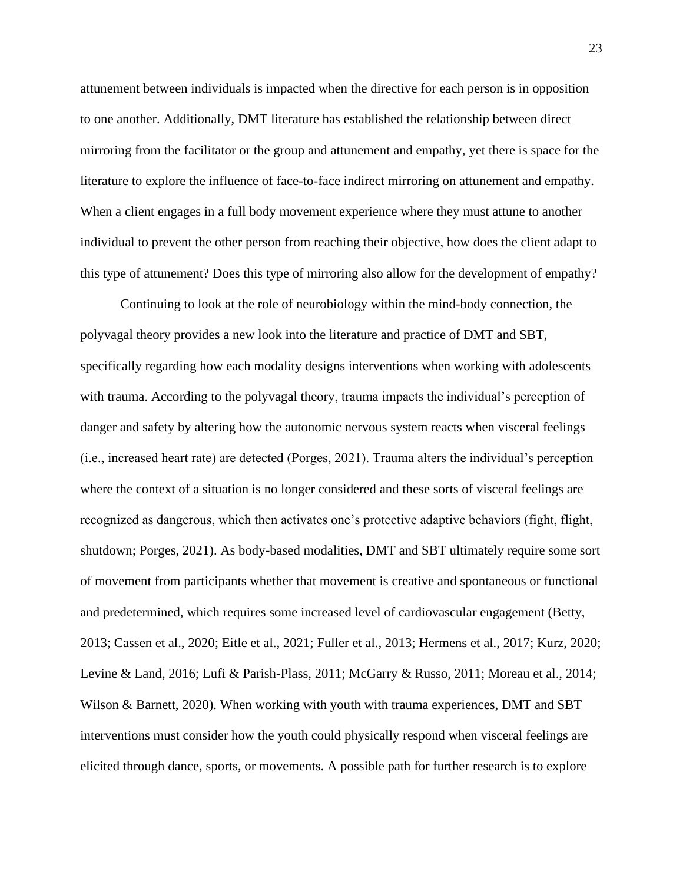attunement between individuals is impacted when the directive for each person is in opposition to one another. Additionally, DMT literature has established the relationship between direct mirroring from the facilitator or the group and attunement and empathy, yet there is space for the literature to explore the influence of face-to-face indirect mirroring on attunement and empathy. When a client engages in a full body movement experience where they must attune to another individual to prevent the other person from reaching their objective, how does the client adapt to this type of attunement? Does this type of mirroring also allow for the development of empathy?

Continuing to look at the role of neurobiology within the mind-body connection, the polyvagal theory provides a new look into the literature and practice of DMT and SBT, specifically regarding how each modality designs interventions when working with adolescents with trauma. According to the polyvagal theory, trauma impacts the individual's perception of danger and safety by altering how the autonomic nervous system reacts when visceral feelings (i.e., increased heart rate) are detected (Porges, 2021). Trauma alters the individual's perception where the context of a situation is no longer considered and these sorts of visceral feelings are recognized as dangerous, which then activates one's protective adaptive behaviors (fight, flight, shutdown; Porges, 2021). As body-based modalities, DMT and SBT ultimately require some sort of movement from participants whether that movement is creative and spontaneous or functional and predetermined, which requires some increased level of cardiovascular engagement (Betty, 2013; Cassen et al., 2020; Eitle et al., 2021; Fuller et al., 2013; Hermens et al., 2017; Kurz, 2020; Levine & Land, 2016; Lufi & Parish-Plass, 2011; McGarry & Russo, 2011; Moreau et al., 2014; Wilson & Barnett, 2020). When working with youth with trauma experiences, DMT and SBT interventions must consider how the youth could physically respond when visceral feelings are elicited through dance, sports, or movements. A possible path for further research is to explore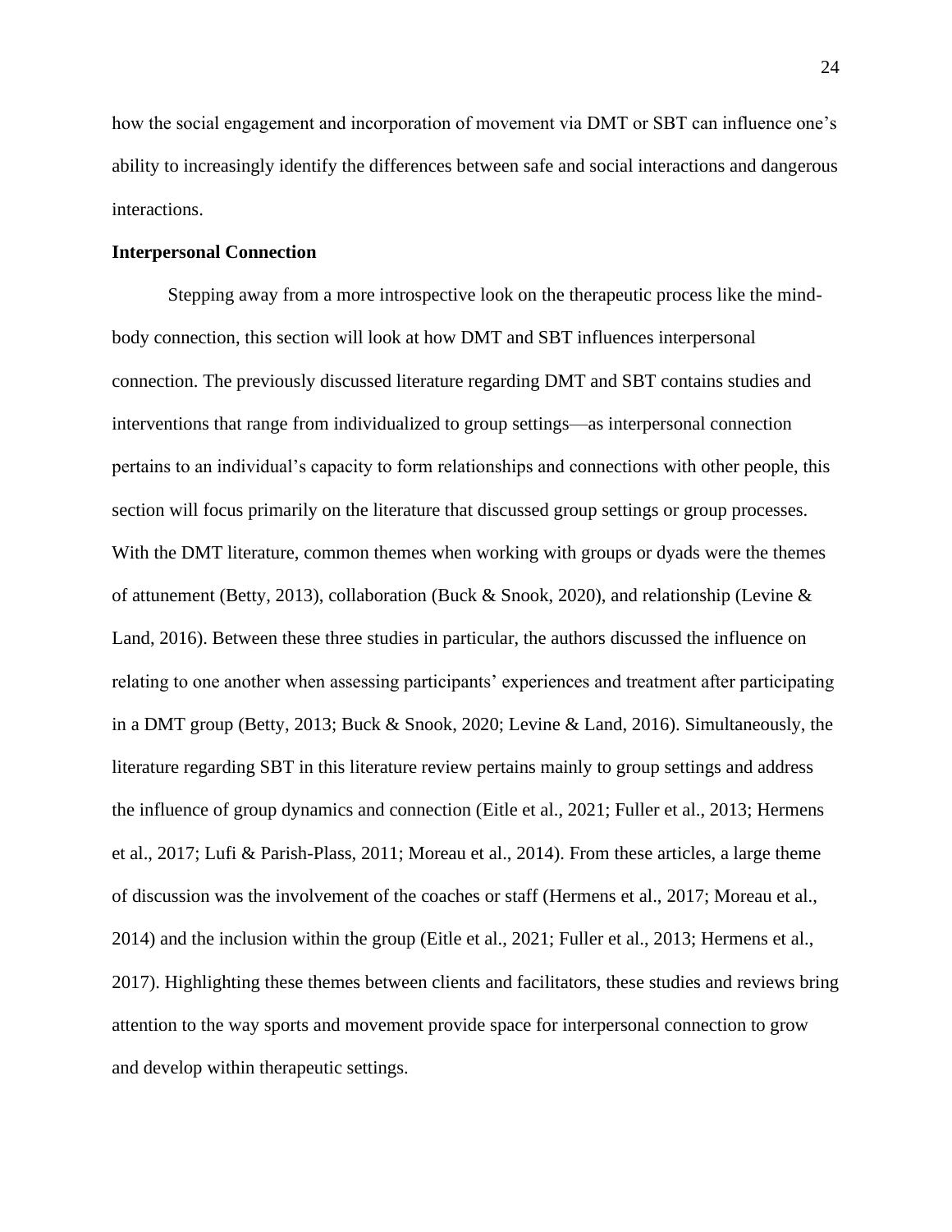how the social engagement and incorporation of movement via DMT or SBT can influence one's ability to increasingly identify the differences between safe and social interactions and dangerous interactions.

### Interpersonal Connection

Stepping away from a more introspective look on the therapeutic process like the mind-body connection, this section will look at how DMT and SBT influences interpersonal connection. The previously discussed literature regarding DMT and SBT contains studies and interventions that range from individualized to group settings—as interpersonal connection pertains to an individual's capacity to form relationships and connections with other people, this section will focus primarily on the literature that discussed group settings or group processes. With the DMT literature, common themes when working with groups or dyads were the themes of attunement (Betty, 2013), collaboration (Buck & Snook, 2020), and relationship (Levine & Land, 2016). Between these three studies in particular, the authors discussed the influence on relating to one another when assessing participants' experiences and treatment after participating in a DMT group (Betty, 2013; Buck & Snook, 2020; Levine & Land, 2016). Simultaneously, the literature regarding SBT in this literature review pertains mainly to group settings and address the influence of group dynamics and connection (Eitle et al., 2021; Fuller et al., 2013; Hermens et al., 2017; Lufi & Parish-Plass, 2011; Moreau et al., 2014). From these articles, a large theme of discussion was the involvement of the coaches or staff (Hermens et al., 2017; Moreau et al., 2014) and the inclusion within the group (Eitle et al., 2021; Fuller et al., 2013; Hermens et al., 2017). Highlighting these themes between clients and facilitators, these studies and reviews bring attention to the way sports and movement provide space for interpersonal connection to grow and develop within therapeutic settings.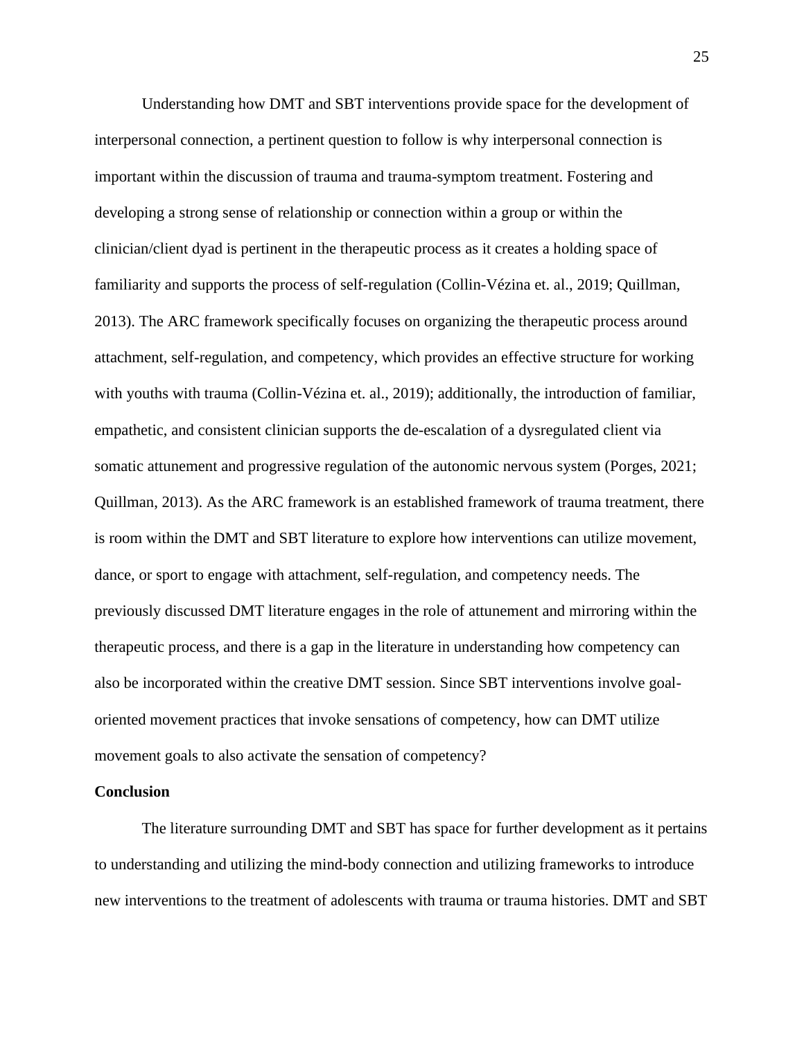Understanding how DMT and SBT interventions provide space for the development of interpersonal connection, a pertinent question to follow is why interpersonal connection is important within the discussion of trauma and trauma-symptom treatment. Fostering and developing a strong sense of relationship or connection within a group or within the clinician/client dyad is pertinent in the therapeutic process as it creates a holding space of familiarity and supports the process of self-regulation (Collin-Vézina et. al., 2019; Quillman, 2013). The ARC framework specifically focuses on organizing the therapeutic process around attachment, self-regulation, and competency, which provides an effective structure for working with youths with trauma (Collin-Vézina et. al., 2019); additionally, the introduction of familiar, empathetic, and consistent clinician supports the de-escalation of a dysregulated client via somatic attunement and progressive regulation of the autonomic nervous system (Porges, 2021; Quillman, 2013). As the ARC framework is an established framework of trauma treatment, there is room within the DMT and SBT literature to explore how interventions can utilize movement, dance, or sport to engage with attachment, self-regulation, and competency needs. The previously discussed DMT literature engages in the role of attunement and mirroring within the therapeutic process, and there is a gap in the literature in understanding how competency can also be incorporated within the creative DMT session. Since SBT interventions involve goal-oriented movement practices that invoke sensations of competency, how can DMT utilize movement goals to also activate the sensation of competency?

## Conclusion

The literature surrounding DMT and SBT has space for further development as it pertains to understanding and utilizing the mind-body connection and utilizing frameworks to introduce new interventions to the treatment of adolescents with trauma or trauma histories. DMT and SBT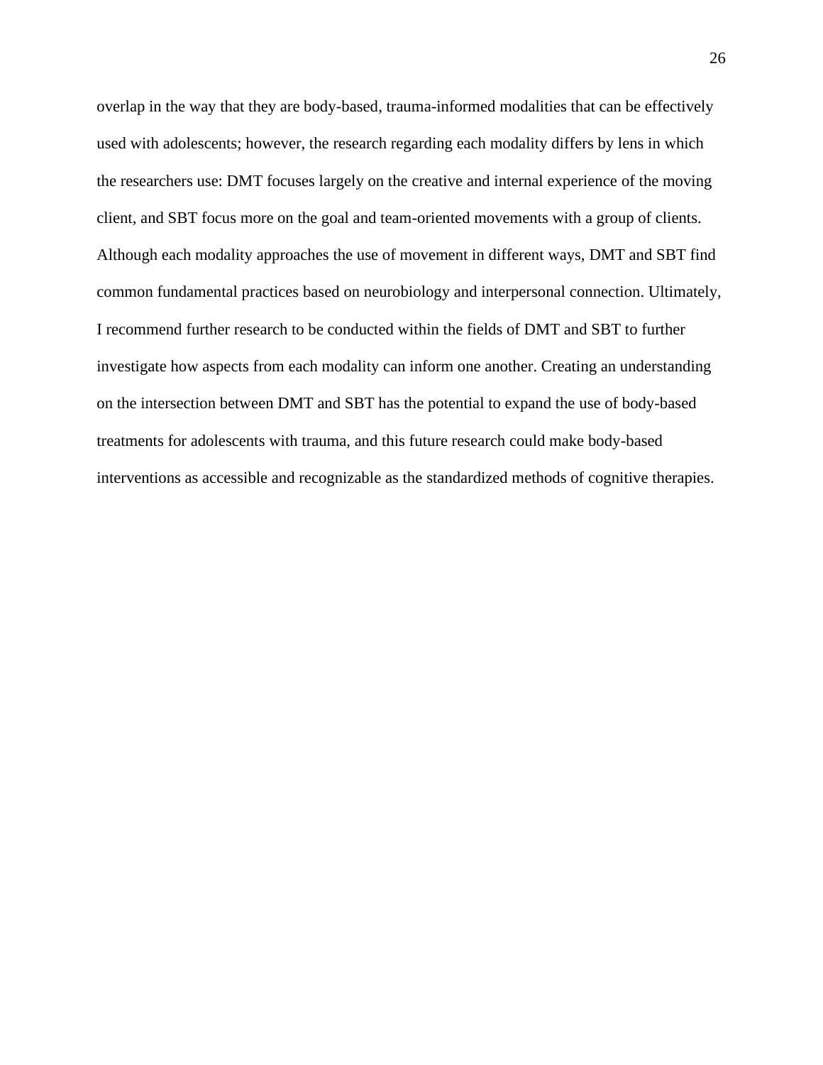overlap in the way that they are body-based, trauma-informed modalities that can be effectively used with adolescents; however, the research regarding each modality differs by lens in which the researchers use: DMT focuses largely on the creative and internal experience of the moving client, and SBT focus more on the goal and team-oriented movements with a group of clients. Although each modality approaches the use of movement in different ways, DMT and SBT find common fundamental practices based on neurobiology and interpersonal connection. Ultimately, I recommend further research to be conducted within the fields of DMT and SBT to further investigate how aspects from each modality can inform one another. Creating an understanding on the intersection between DMT and SBT has the potential to expand the use of body-based treatments for adolescents with trauma, and this future research could make body-based interventions as accessible and recognizable as the standardized methods of cognitive therapies.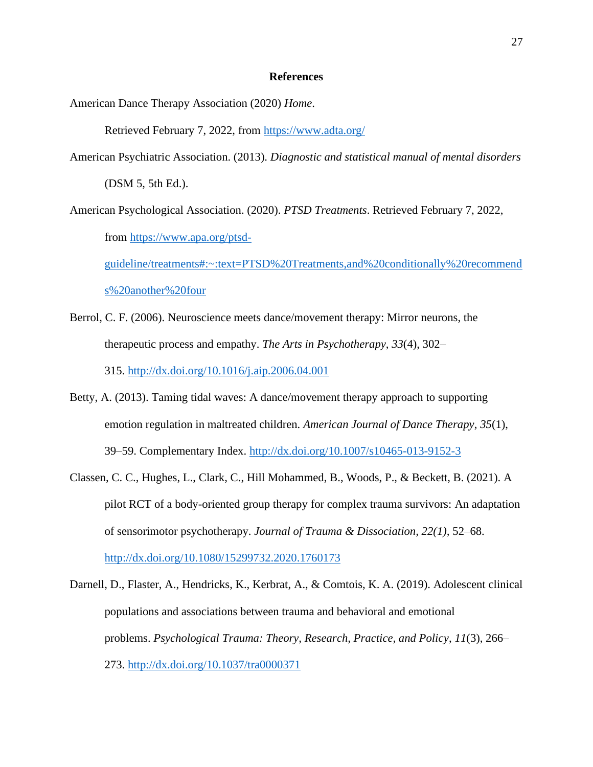# References

American Dance Therapy Association (2020) *Home*. Retrieved February 7, 2022, from https://www.adta.org/

American Psychiatric Association. (2013). *Diagnostic and statistical manual of mental disorders* (DSM 5, 5th Ed.).

American Psychological Association. (2020). *PTSD Treatments*. Retrieved February 7, 2022, from https://www.apa.org/ptsd-guideline/treatments#:~:text=PTSD%20Treatments,and%20conditionally%20recommends%20another%20four

Berrol, C. F. (2006). Neuroscience meets dance/movement therapy: Mirror neurons, the therapeutic process and empathy. *The Arts in Psychotherapy*, *33*(4), 302–315. http://dx.doi.org/10.1016/j.aip.2006.04.001

Betty, A. (2013). Taming tidal waves: A dance/movement therapy approach to supporting emotion regulation in maltreated children. *American Journal of Dance Therapy*, *35*(1), 39–59. Complementary Index. http://dx.doi.org/10.1007/s10465-013-9152-3

Classen, C. C., Hughes, L., Clark, C., Hill Mohammed, B., Woods, P., & Beckett, B. (2021). A pilot RCT of a body-oriented group therapy for complex trauma survivors: An adaptation of sensorimotor psychotherapy. *Journal of Trauma & Dissociation, 22(1),* 52–68. http://dx.doi.org/10.1080/15299732.2020.1760173

Darnell, D., Flaster, A., Hendricks, K., Kerbrat, A., & Comtois, K. A. (2019). Adolescent clinical populations and associations between trauma and behavioral and emotional problems. *Psychological Trauma: Theory, Research, Practice, and Policy*, *11*(3), 266–273. http://dx.doi.org/10.1037/tra0000371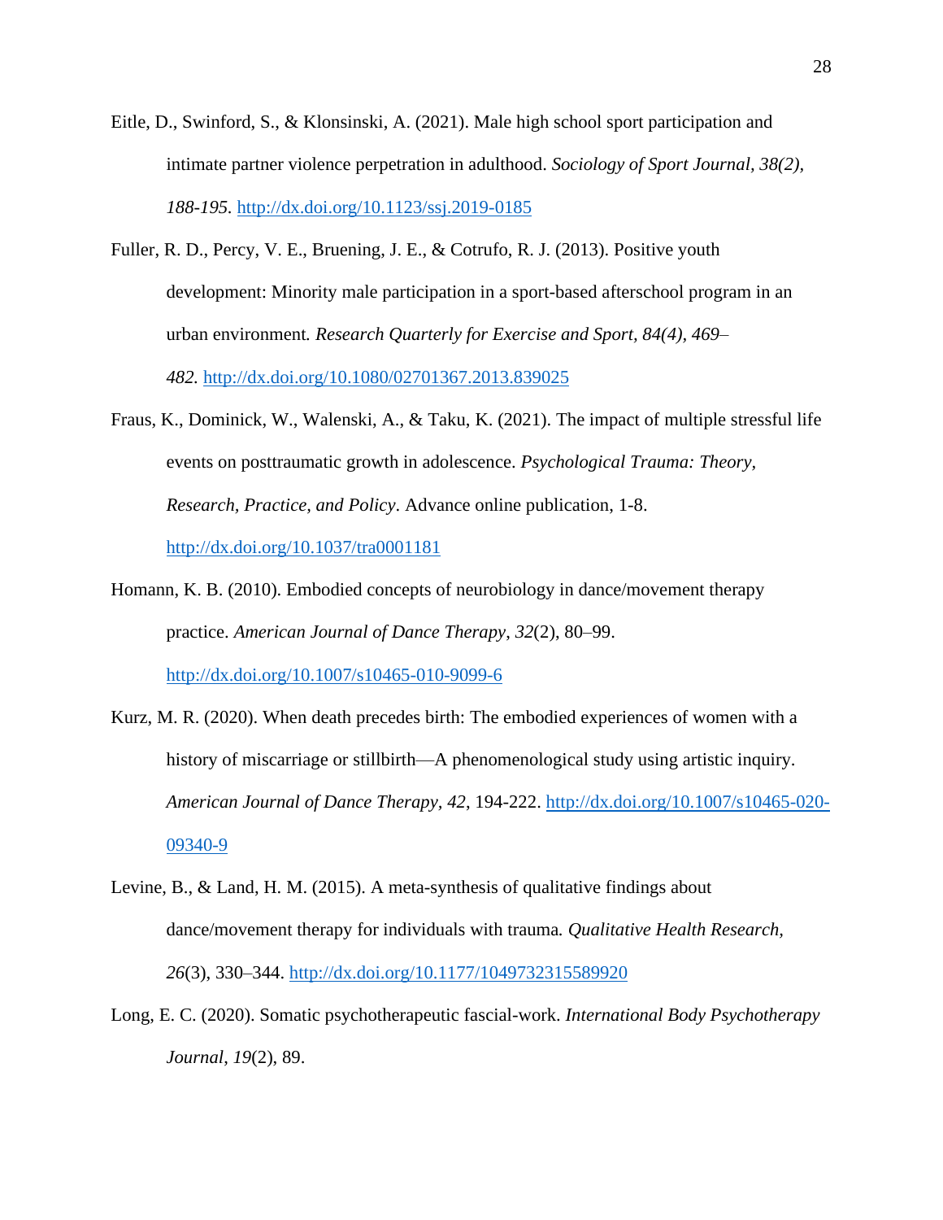Eitle, D., Swinford, S., & Klonsinski, A. (2021). Male high school sport participation and intimate partner violence perpetration in adulthood. *Sociology of Sport Journal, 38(2), 188-195*. http://dx.doi.org/10.1123/ssj.2019-0185

Fuller, R. D., Percy, V. E., Bruening, J. E., & Cotrufo, R. J. (2013). Positive youth development: Minority male participation in a sport-based afterschool program in an urban environment*. Research Quarterly for Exercise and Sport, 84(4), 469–482.* http://dx.doi.org/10.1080/02701367.2013.839025

Fraus, K., Dominick, W., Walenski, A., & Taku, K. (2021). The impact of multiple stressful life events on posttraumatic growth in adolescence. *Psychological Trauma: Theory, Research, Practice, and Policy*. Advance online publication, 1-8. http://dx.doi.org/10.1037/tra0001181

Homann, K. B. (2010). Embodied concepts of neurobiology in dance/movement therapy practice. *American Journal of Dance Therapy*, *32*(2), 80–99. http://dx.doi.org/10.1007/s10465-010-9099-6

Kurz, M. R. (2020). When death precedes birth: The embodied experiences of women with a history of miscarriage or stillbirth—A phenomenological study using artistic inquiry. *American Journal of Dance Therapy, 42*, 194-222. http://dx.doi.org/10.1007/s10465-020-09340-9

Levine, B., & Land, H. M. (2015). A meta-synthesis of qualitative findings about dance/movement therapy for individuals with trauma*. Qualitative Health Research, 26*(3), 330–344. http://dx.doi.org/10.1177/1049732315589920

Long, E. C. (2020). Somatic psychotherapeutic fascial-work. *International Body Psychotherapy Journal*, *19*(2), 89.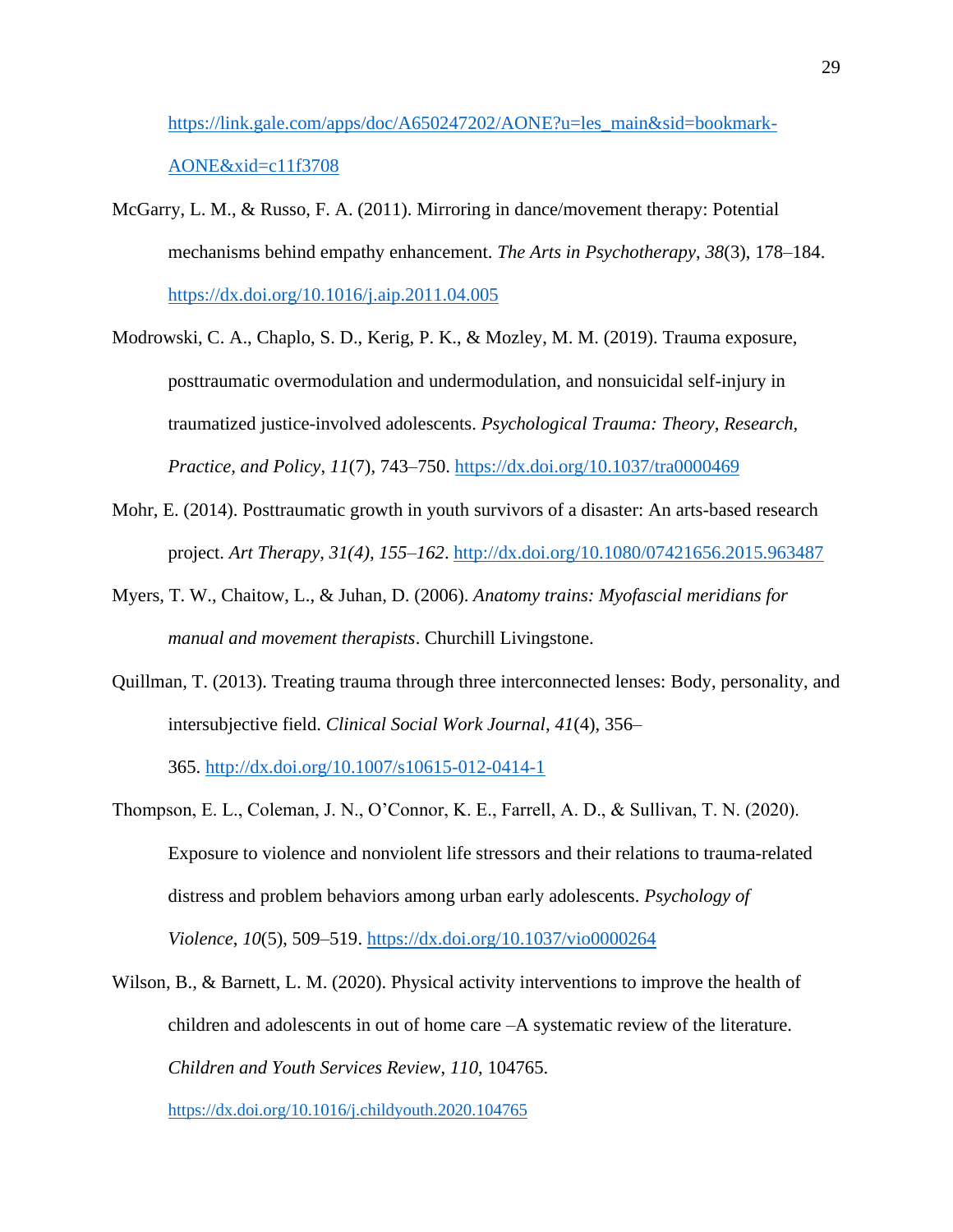https://link.gale.com/apps/doc/A650247202/AONE?u=les_main&sid=bookmark-AONE&xid=c11f3708

McGarry, L. M., & Russo, F. A. (2011). Mirroring in dance/movement therapy: Potential mechanisms behind empathy enhancement. *The Arts in Psychotherapy*, *38*(3), 178–184. https://dx.doi.org/10.1016/j.aip.2011.04.005

Modrowski, C. A., Chaplo, S. D., Kerig, P. K., & Mozley, M. M. (2019). Trauma exposure, posttraumatic overmodulation and undermodulation, and nonsuicidal self-injury in traumatized justice-involved adolescents. *Psychological Trauma: Theory, Research, Practice, and Policy*, *11*(7), 743–750. https://dx.doi.org/10.1037/tra0000469

Mohr, E. (2014). Posttraumatic growth in youth survivors of a disaster: An arts-based research project. *Art Therapy*, *31(4), 155–162*. http://dx.doi.org/10.1080/07421656.2015.963487

Myers, T. W., Chaitow, L., & Juhan, D. (2006). *Anatomy trains: Myofascial meridians for manual and movement therapists*. Churchill Livingstone.

Quillman, T. (2013). Treating trauma through three interconnected lenses: Body, personality, and intersubjective field. *Clinical Social Work Journal*, *41*(4), 356–365. http://dx.doi.org/10.1007/s10615-012-0414-1

Thompson, E. L., Coleman, J. N., O'Connor, K. E., Farrell, A. D., & Sullivan, T. N. (2020). Exposure to violence and nonviolent life stressors and their relations to trauma-related distress and problem behaviors among urban early adolescents. *Psychology of Violence*, *10*(5), 509–519. https://dx.doi.org/10.1037/vio0000264

Wilson, B., & Barnett, L. M. (2020). Physical activity interventions to improve the health of children and adolescents in out of home care –A systematic review of the literature. *Children and Youth Services Review*, *110*, 104765. https://dx.doi.org/10.1016/j.childyouth.2020.104765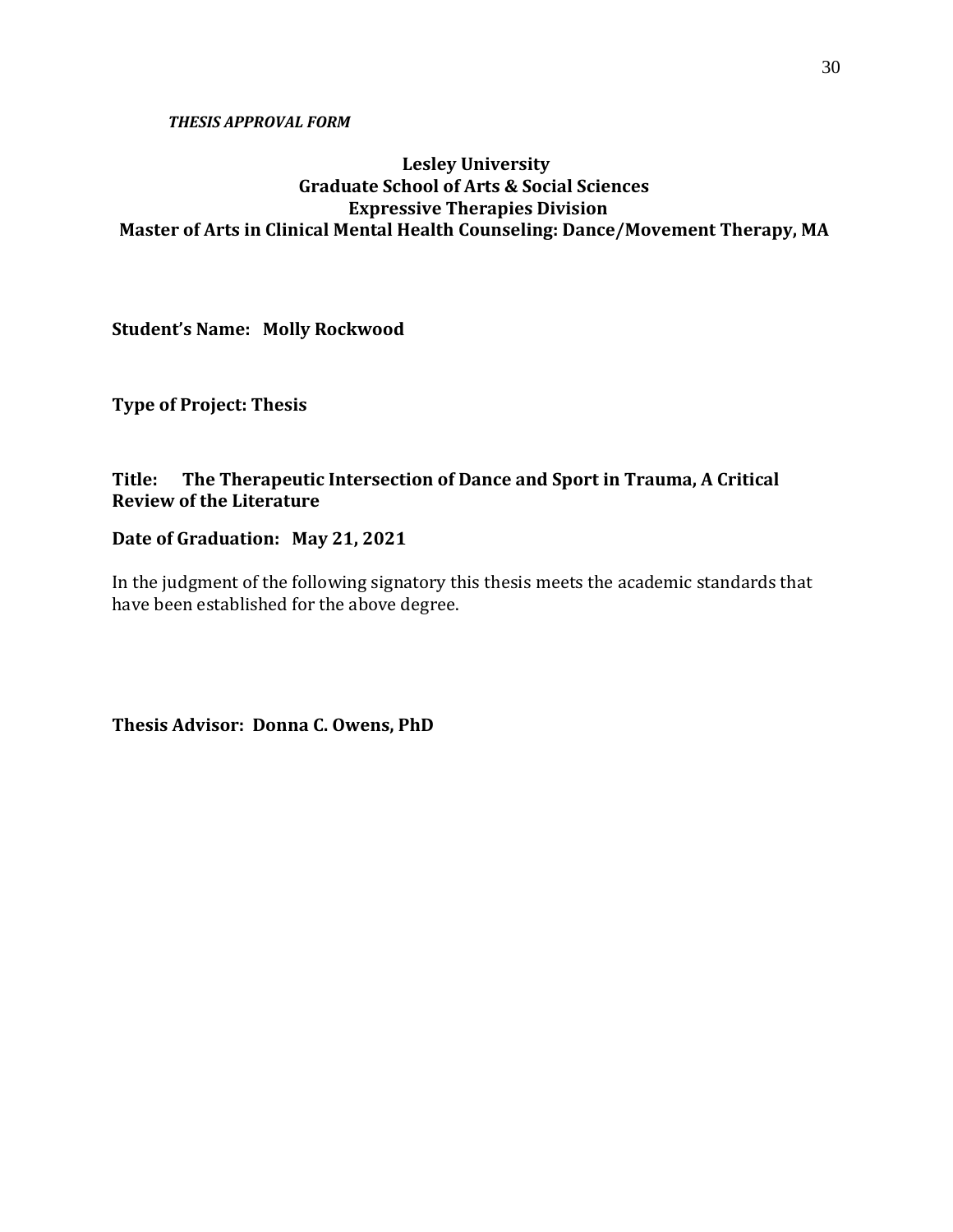***THESIS APPROVAL FORM***

**Lesley University**
**Graduate School of Arts & Social Sciences**
**Expressive Therapies Division**
**Master of Arts in Clinical Mental Health Counseling: Dance/Movement Therapy, MA**

**Student's Name: Molly Rockwood**

**Type of Project: Thesis**

**Title: The Therapeutic Intersection of Dance and Sport in Trauma, A Critical Review of the Literature**

**Date of Graduation: May 21, 2021**

In the judgment of the following signatory this thesis meets the academic standards that have been established for the above degree.

**Thesis Advisor: Donna C. Owens, PhD**